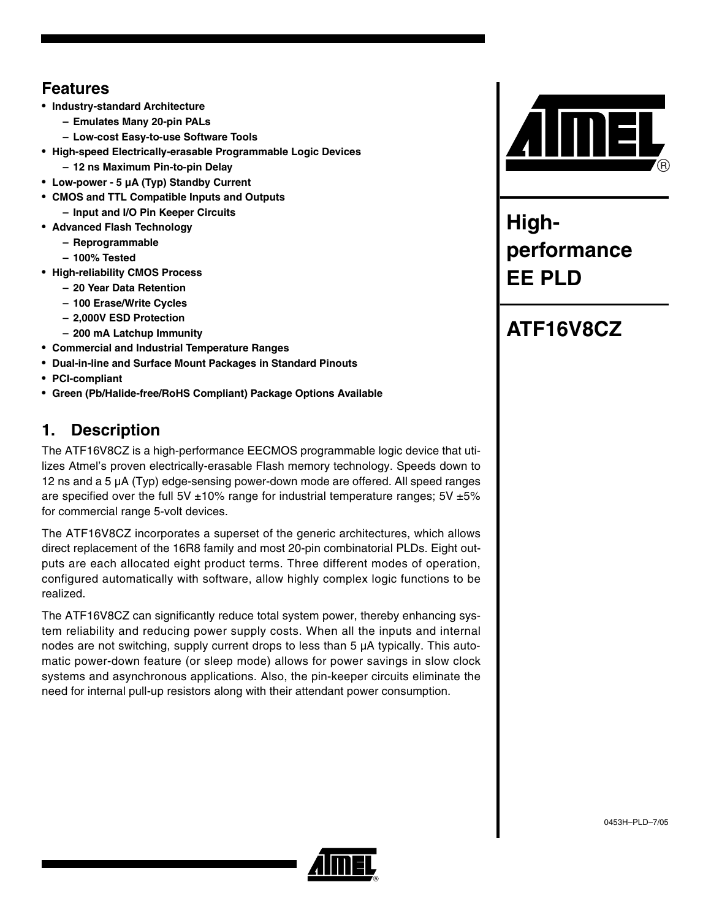# High-performance EE PLD

# ATF16V8CZ

## Features

- Industry-standard Architecture
  - Emulates Many 20-pin PALs
  - Low-cost Easy-to-use Software Tools
- High-speed Electrically-erasable Programmable Logic Devices
  - 12 ns Maximum Pin-to-pin Delay
- Low-power - 5 µA (Typ) Standby Current
- CMOS and TTL Compatible Inputs and Outputs
  - Input and I/O Pin Keeper Circuits
- Advanced Flash Technology
  - Reprogrammable
  - 100% Tested
- High-reliability CMOS Process
  - 20 Year Data Retention
  - 100 Erase/Write Cycles
  - 2,000V ESD Protection
  - 200 mA Latchup Immunity
- Commercial and Industrial Temperature Ranges
- Dual-in-line and Surface Mount Packages in Standard Pinouts
- PCI-compliant
- Green (Pb/Halide-free/RoHS Compliant) Package Options Available

## 1. Description

The ATF16V8CZ is a high-performance EECMOS programmable logic device that utilizes Atmel's proven electrically-erasable Flash memory technology. Speeds down to 12 ns and a 5 µA (Typ) edge-sensing power-down mode are offered. All speed ranges are specified over the full 5V ±10% range for industrial temperature ranges; 5V ±5% for commercial range 5-volt devices.

The ATF16V8CZ incorporates a superset of the generic architectures, which allows direct replacement of the 16R8 family and most 20-pin combinatorial PLDs. Eight outputs are each allocated eight product terms. Three different modes of operation, configured automatically with software, allow highly complex logic functions to be realized.

The ATF16V8CZ can significantly reduce total system power, thereby enhancing system reliability and reducing power supply costs. When all the inputs and internal nodes are not switching, supply current drops to less than 5 µA typically. This automatic power-down feature (or sleep mode) allows for power savings in slow clock systems and asynchronous applications. Also, the pin-keeper circuits eliminate the need for internal pull-up resistors along with their attendant power consumption.

0453H–PLD–7/05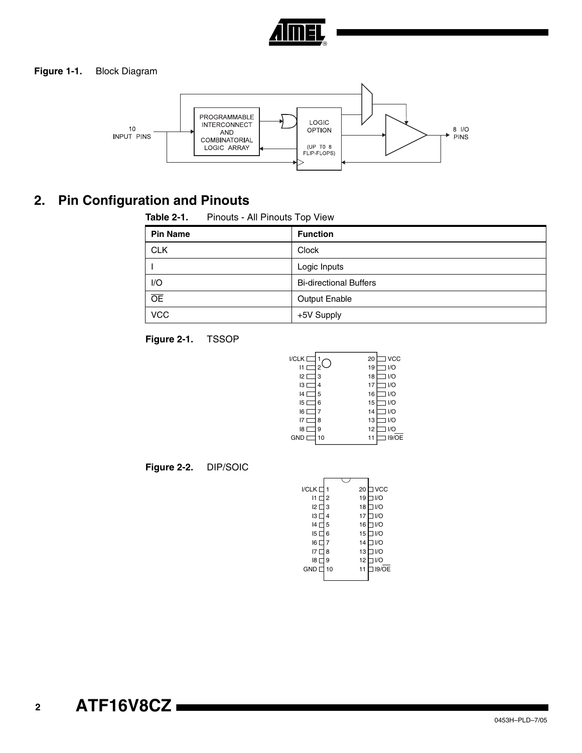**Figure 1-1.** Block Diagram

10 INPUT PINS

PROGRAMMABLE INTERCONNECT AND COMBINATORIAL LOGIC ARRAY

LOGIC OPTION (UP TO 8 FLIP-FLOPS)

8 I/O PINS

## 2. Pin Configuration and Pinouts

**Table 2-1.** Pinouts - All Pinouts Top View

| Pin Name | Function |
|---|---|
| CLK | Clock |
| I | Logic Inputs |
| I/O | Bi-directional Buffers |
| $\overline{OE}$ | Output Enable |
| VCC | +5V Supply |

**Figure 2-1.** TSSOP

| Pin | Name | Pin | Name |
|---|---|---|---|
| 1 | I/CLK | 20 | VCC |
| 2 | I1 | 19 | I/O |
| 3 | I2 | 18 | I/O |
| 4 | I3 | 17 | I/O |
| 5 | I4 | 16 | I/O |
| 6 | I5 | 15 | I/O |
| 7 | I6 | 14 | I/O |
| 8 | I7 | 13 | I/O |
| 9 | I8 | 12 | I/O |
| 10 | GND | 11 | I9/$\overline{OE}$ |

**Figure 2-2.** DIP/SOIC

| Pin | Name | Pin | Name |
|---|---|---|---|
| 1 | I/CLK | 20 | VCC |
| 2 | I1 | 19 | I/O |
| 3 | I2 | 18 | I/O |
| 4 | I3 | 17 | I/O |
| 5 | I4 | 16 | I/O |
| 6 | I5 | 15 | I/O |
| 7 | I6 | 14 | I/O |
| 8 | I7 | 13 | I/O |
| 9 | I8 | 12 | I/O |
| 10 | GND | 11 | I9/$\overline{OE}$ |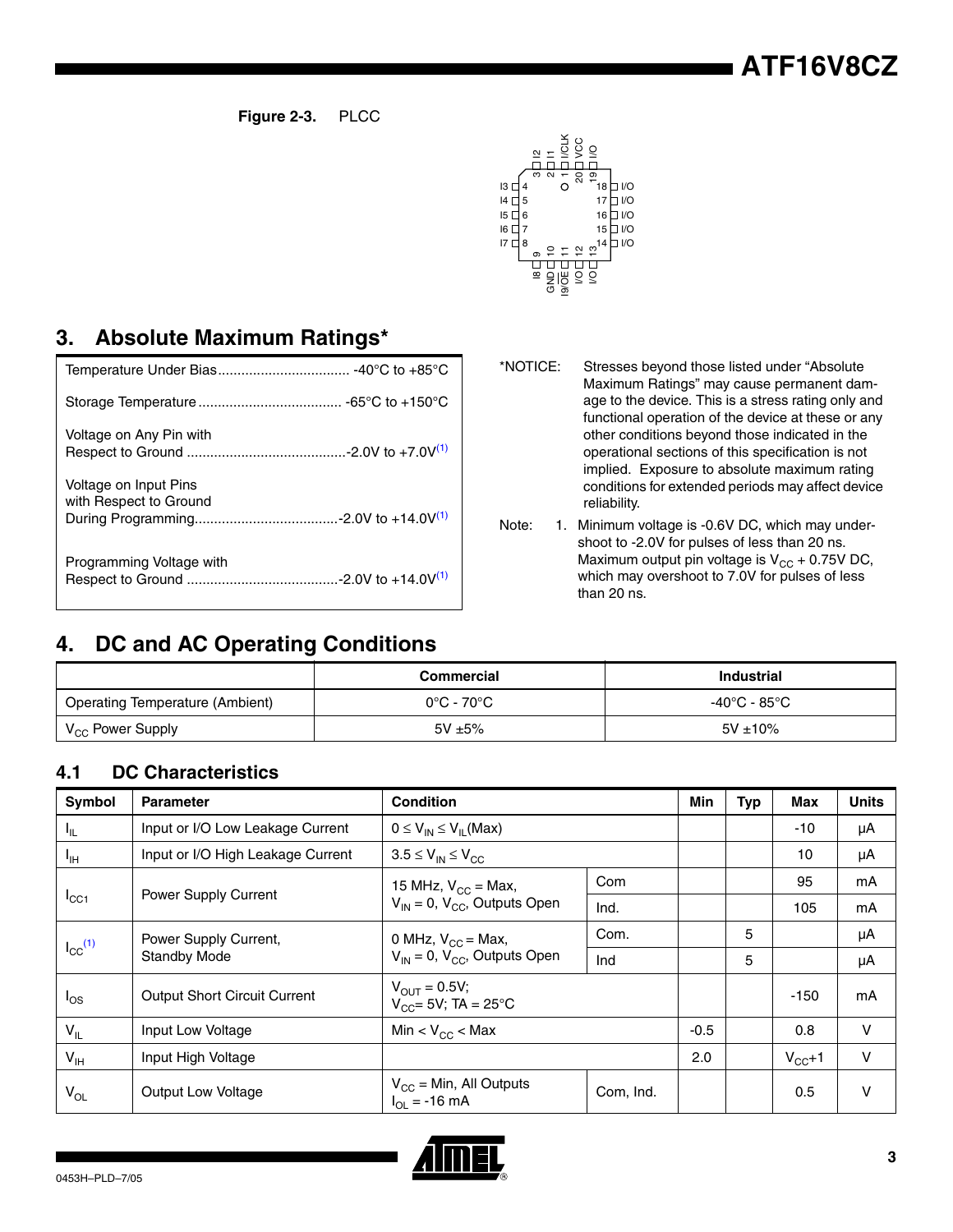**Figure 2-3.** PLCC

## 3. Absolute Maximum Ratings*

| | |
|---|---|
| Temperature Under Bias | -40°C to +85°C |
| Storage Temperature | -65°C to +150°C |
| Voltage on Any Pin with Respect to Ground | -2.0V to +7.0V[1] |
| Voltage on Input Pins with Respect to Ground During Programming | -2.0V to +14.0V[1] |
| Programming Voltage with Respect to Ground | -2.0V to +14.0V[1] |

*NOTICE: Stresses beyond those listed under "Absolute Maximum Ratings" may cause permanent damage to the device. This is a stress rating only and functional operation of the device at these or any other conditions beyond those indicated in the operational sections of this specification is not implied. Exposure to absolute maximum rating conditions for extended periods may affect device reliability.

Note: 1. Minimum voltage is -0.6V DC, which may undershoot to -2.0V for pulses of less than 20 ns. Maximum output pin voltage is $V_{CC}$ + 0.75V DC, which may overshoot to 7.0V for pulses of less than 20 ns.

## 4. DC and AC Operating Conditions

| | Commercial | Industrial |
|---|---|---|
| Operating Temperature (Ambient) | 0°C - 70°C | -40°C - 85°C |
| $V_{CC}$ Power Supply | 5V ±5% | 5V ±10% |

### 4.1 DC Characteristics

| Symbol | Parameter | Condition | | Min | Typ | Max | Units |
|---|---|---|---|---|---|---|---|
| $I_{IL}$ | Input or I/O Low Leakage Current | $0 \leq V_{IN} \leq V_{IL}$(Max) | | | | -10 | µA |
| $I_{IH}$ | Input or I/O High Leakage Current | $3.5 \leq V_{IN} \leq V_{CC}$ | | | | 10 | µA |
| $I_{CC1}$ | Power Supply Current | 15 MHz, $V_{CC}$ = Max, $V_{IN}$ = 0, $V_{CC}$, Outputs Open | Com | | | 95 | mA |
| | | | Ind. | | | 105 | mA |
| $I_{CC}$[1] | Power Supply Current, Standby Mode | 0 MHz, $V_{CC}$ = Max, $V_{IN}$ = 0, $V_{CC}$, Outputs Open | Com. | | 5 | | µA |
| | | | Ind | | 5 | | µA |
| $I_{OS}$ | Output Short Circuit Current | $V_{OUT}$ = 0.5V; $V_{CC}$= 5V; TA = 25°C | | | | -150 | mA |
| $V_{IL}$ | Input Low Voltage | Min < $V_{CC}$ < Max | | -0.5 | | 0.8 | V |
| $V_{IH}$ | Input High Voltage | | | 2.0 | | $V_{CC}$+1 | V |
| $V_{OL}$ | Output Low Voltage | $V_{CC}$ = Min, All Outputs $I_{OL}$ = -16 mA | Com, Ind. | | | 0.5 | V |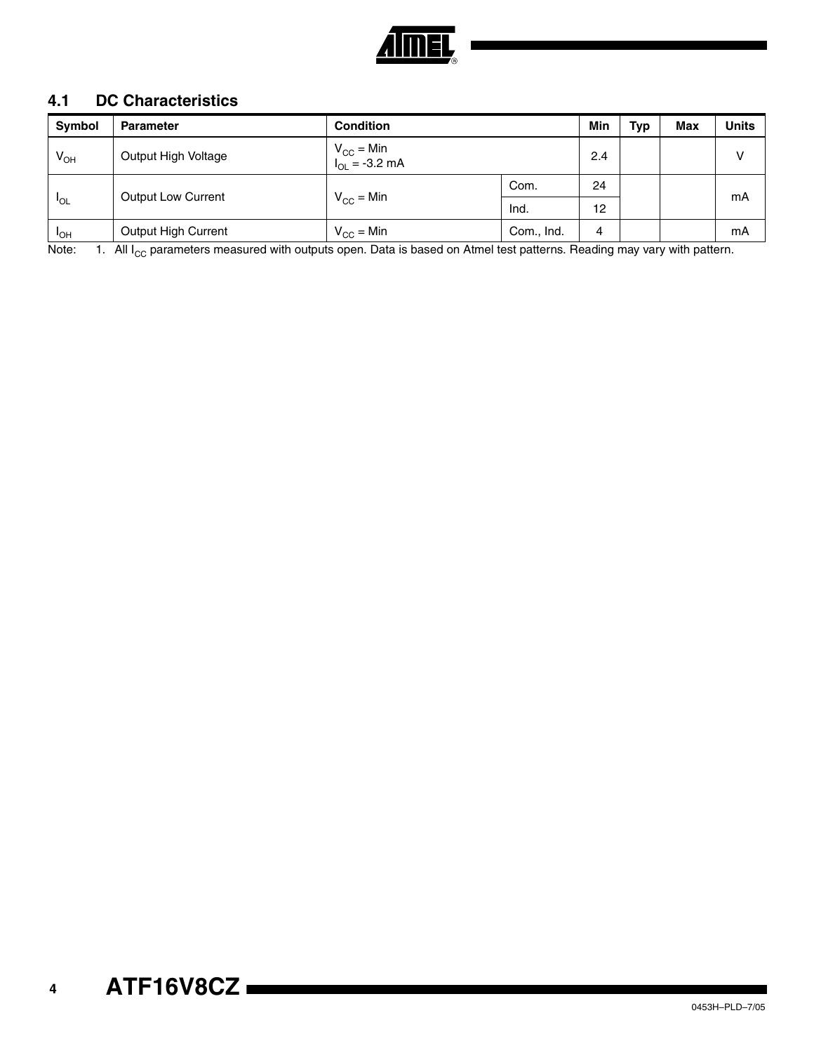### 4.1 DC Characteristics

| Symbol | Parameter | Condition | | Min | Typ | Max | Units |
|---|---|---|---|---|---|---|---|
| $V_{OH}$ | Output High Voltage | $V_{CC}$ = Min<br>$I_{OL}$ = -3.2 mA | | 2.4 | | | V |
| $I_{OL}$ | Output Low Current | $V_{CC}$ = Min | Com. | 24 | | | mA |
| | | | Ind. | 12 | | | |
| $I_{OH}$ | Output High Current | $V_{CC}$ = Min | Com., Ind. | 4 | | | mA |

Note: 1. All $I_{CC}$ parameters measured with outputs open. Data is based on Atmel test patterns. Reading may vary with pattern.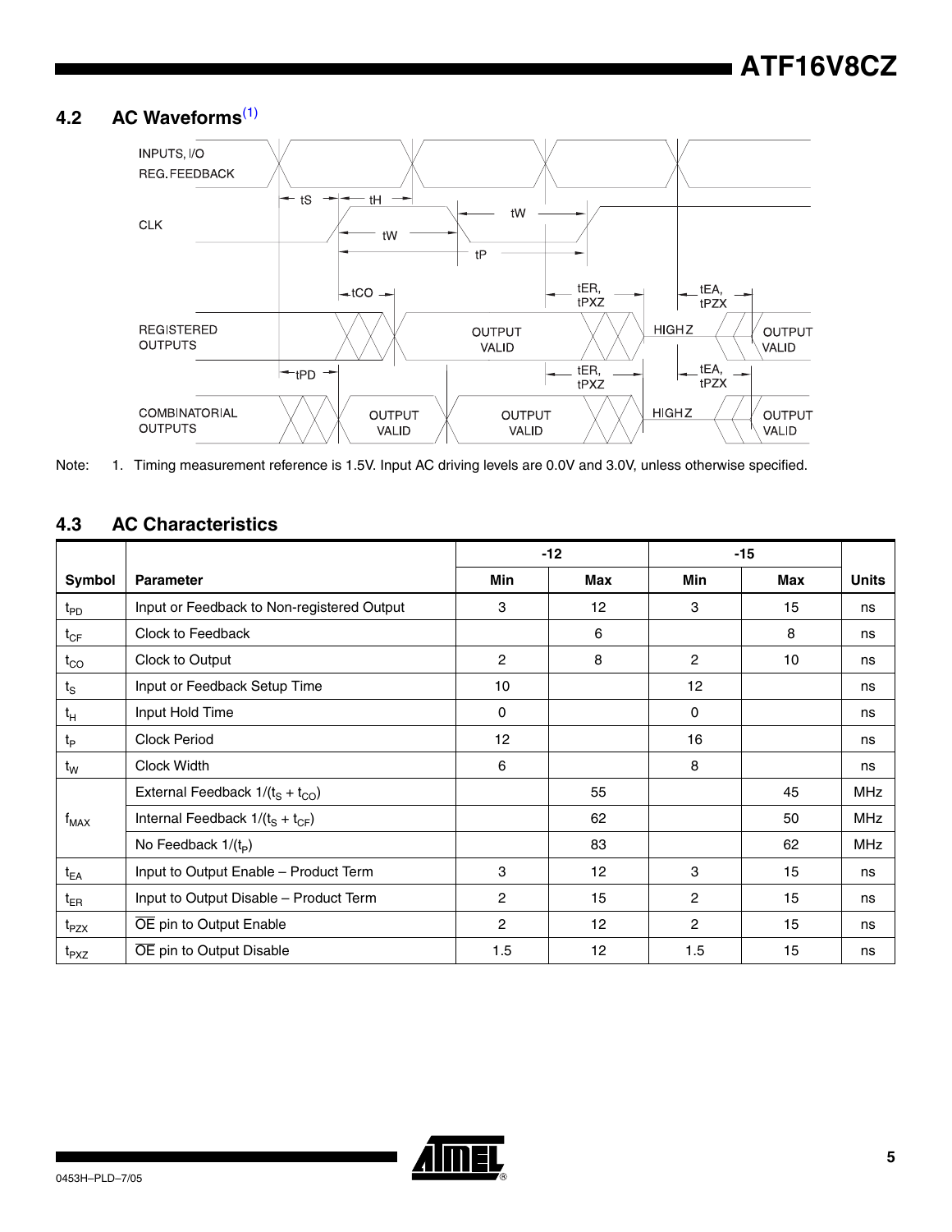## 4.2 AC Waveforms[(1)]

Note: 1. Timing measurement reference is 1.5V. Input AC driving levels are 0.0V and 3.0V, unless otherwise specified.

## 4.3 AC Characteristics

| Symbol | Parameter | -12 Min | -12 Max | -15 Min | -15 Max | Units |
|---|---|---|---|---|---|---|
| $t_{PD}$ | Input or Feedback to Non-registered Output | 3 | 12 | 3 | 15 | ns |
| $t_{CF}$ | Clock to Feedback | | 6 | | 8 | ns |
| $t_{CO}$ | Clock to Output | 2 | 8 | 2 | 10 | ns |
| $t_S$ | Input or Feedback Setup Time | 10 | | 12 | | ns |
| $t_H$ | Input Hold Time | 0 | | 0 | | ns |
| $t_P$ | Clock Period | 12 | | 16 | | ns |
| $t_W$ | Clock Width | 6 | | 8 | | ns |
| $f_{MAX}$ | External Feedback $1/(t_S + t_{CO})$ | | 55 | | 45 | MHz |
| | Internal Feedback $1/(t_S + t_{CF})$ | | 62 | | 50 | MHz |
| | No Feedback $1/(t_P)$ | | 83 | | 62 | MHz |
| $t_{EA}$ | Input to Output Enable – Product Term | 3 | 12 | 3 | 15 | ns |
| $t_{ER}$ | Input to Output Disable – Product Term | 2 | 15 | 2 | 15 | ns |
| $t_{PZX}$ | $\overline{OE}$ pin to Output Enable | 2 | 12 | 2 | 15 | ns |
| $t_{PXZ}$ | $\overline{OE}$ pin to Output Disable | 1.5 | 12 | 1.5 | 15 | ns |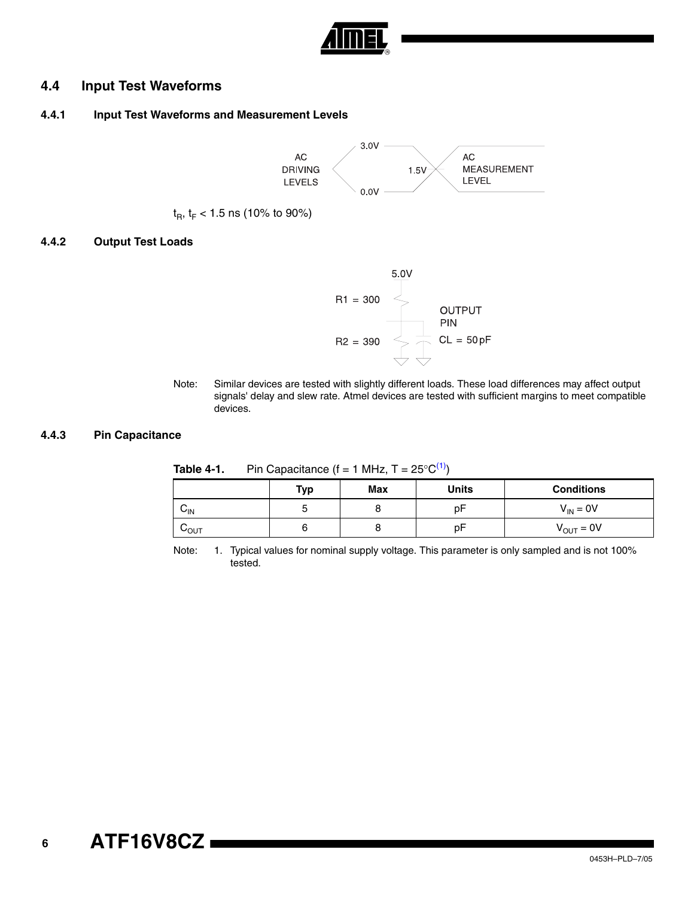## 4.4 Input Test Waveforms

### 4.4.1 Input Test Waveforms and Measurement Levels

AC DRIVING LEVELS 3.0V 0.0V 1.5V AC MEASUREMENT LEVEL

$t_R$, $t_F$ < 1.5 ns (10% to 90%)

### 4.4.2 Output Test Loads

5.0V R1 = 300 R2 = 390 OUTPUT PIN CL = 50 pF

Note: Similar devices are tested with slightly different loads. These load differences may affect output signals' delay and slew rate. Atmel devices are tested with sufficient margins to meet compatible devices.

### 4.4.3 Pin Capacitance

**Table 4-1.** Pin Capacitance (f = 1 MHz, T = 25°C[1])

| | Typ | Max | Units | Conditions |
|---|---|---|---|---|
| $C_{IN}$ | 5 | 8 | pF | $V_{IN}$ = 0V |
| $C_{OUT}$ | 6 | 8 | pF | $V_{OUT}$ = 0V |

Note: 1. Typical values for nominal supply voltage. This parameter is only sampled and is not 100% tested.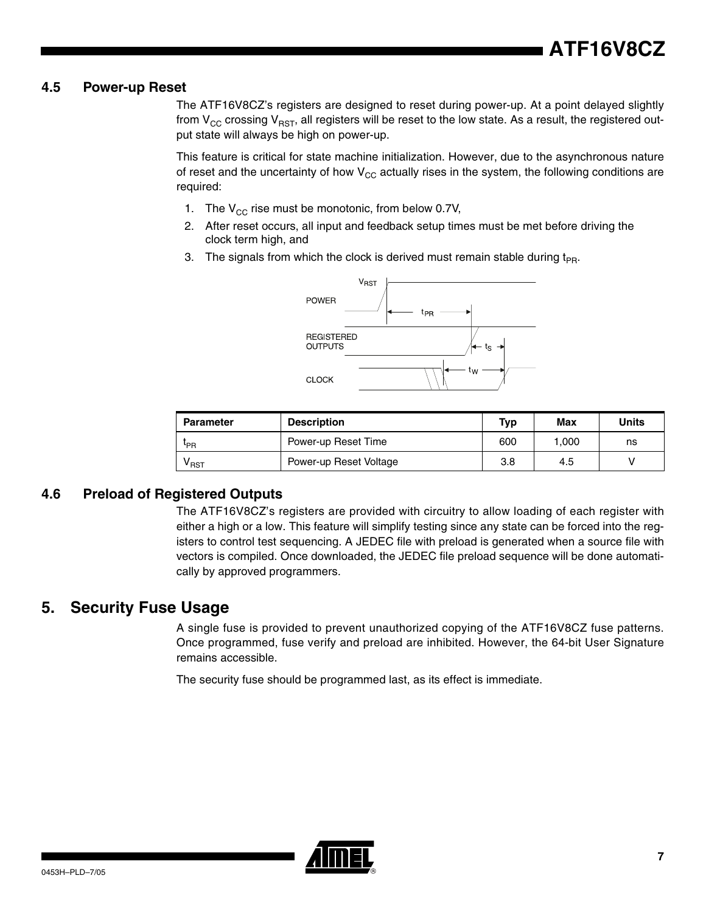## 4.5 Power-up Reset

The ATF16V8CZ's registers are designed to reset during power-up. At a point delayed slightly from $V_{CC}$ crossing $V_{RST}$, all registers will be reset to the low state. As a result, the registered output state will always be high on power-up.

This feature is critical for state machine initialization. However, due to the asynchronous nature of reset and the uncertainty of how $V_{CC}$ actually rises in the system, the following conditions are required:

1. The $V_{CC}$ rise must be monotonic, from below 0.7V,
2. After reset occurs, all input and feedback setup times must be met before driving the clock term high, and
3. The signals from which the clock is derived must remain stable during $t_{PR}$.

| Parameter | Description | Typ | Max | Units |
|---|---|---|---|---|
| $t_{PR}$ | Power-up Reset Time | 600 | 1,000 | ns |
| $V_{RST}$ | Power-up Reset Voltage | 3.8 | 4.5 | V |

## 4.6 Preload of Registered Outputs

The ATF16V8CZ's registers are provided with circuitry to allow loading of each register with either a high or a low. This feature will simplify testing since any state can be forced into the registers to control test sequencing. A JEDEC file with preload is generated when a source file with vectors is compiled. Once downloaded, the JEDEC file preload sequence will be done automatically by approved programmers.

# 5. Security Fuse Usage

A single fuse is provided to prevent unauthorized copying of the ATF16V8CZ fuse patterns. Once programmed, fuse verify and preload are inhibited. However, the 64-bit User Signature remains accessible.

The security fuse should be programmed last, as its effect is immediate.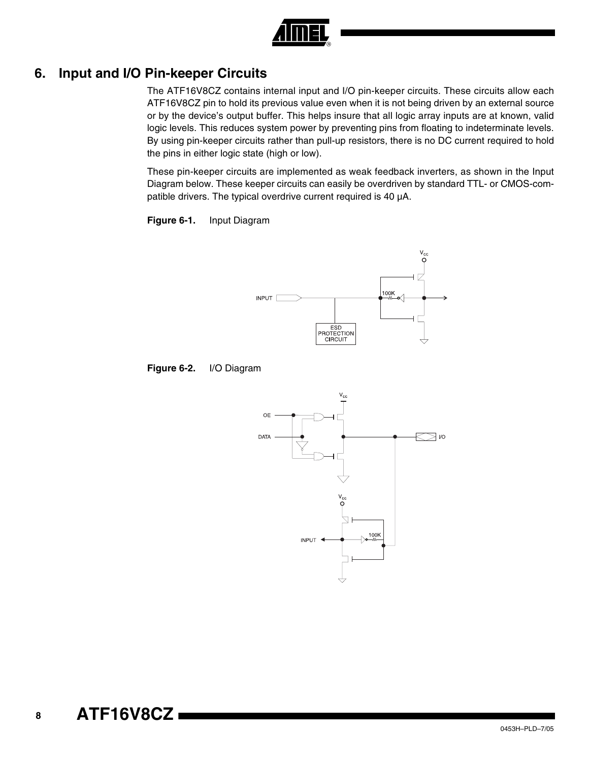## 6. Input and I/O Pin-keeper Circuits

The ATF16V8CZ contains internal input and I/O pin-keeper circuits. These circuits allow each ATF16V8CZ pin to hold its previous value even when it is not being driven by an external source or by the device's output buffer. This helps insure that all logic array inputs are at known, valid logic levels. This reduces system power by preventing pins from floating to indeterminate levels. By using pin-keeper circuits rather than pull-up resistors, there is no DC current required to hold the pins in either logic state (high or low).

These pin-keeper circuits are implemented as weak feedback inverters, as shown in the Input Diagram below. These keeper circuits can easily be overdriven by standard TTL- or CMOS-compatible drivers. The typical overdrive current required is 40 µA.

**Figure 6-1.** Input Diagram

**Figure 6-2.** I/O Diagram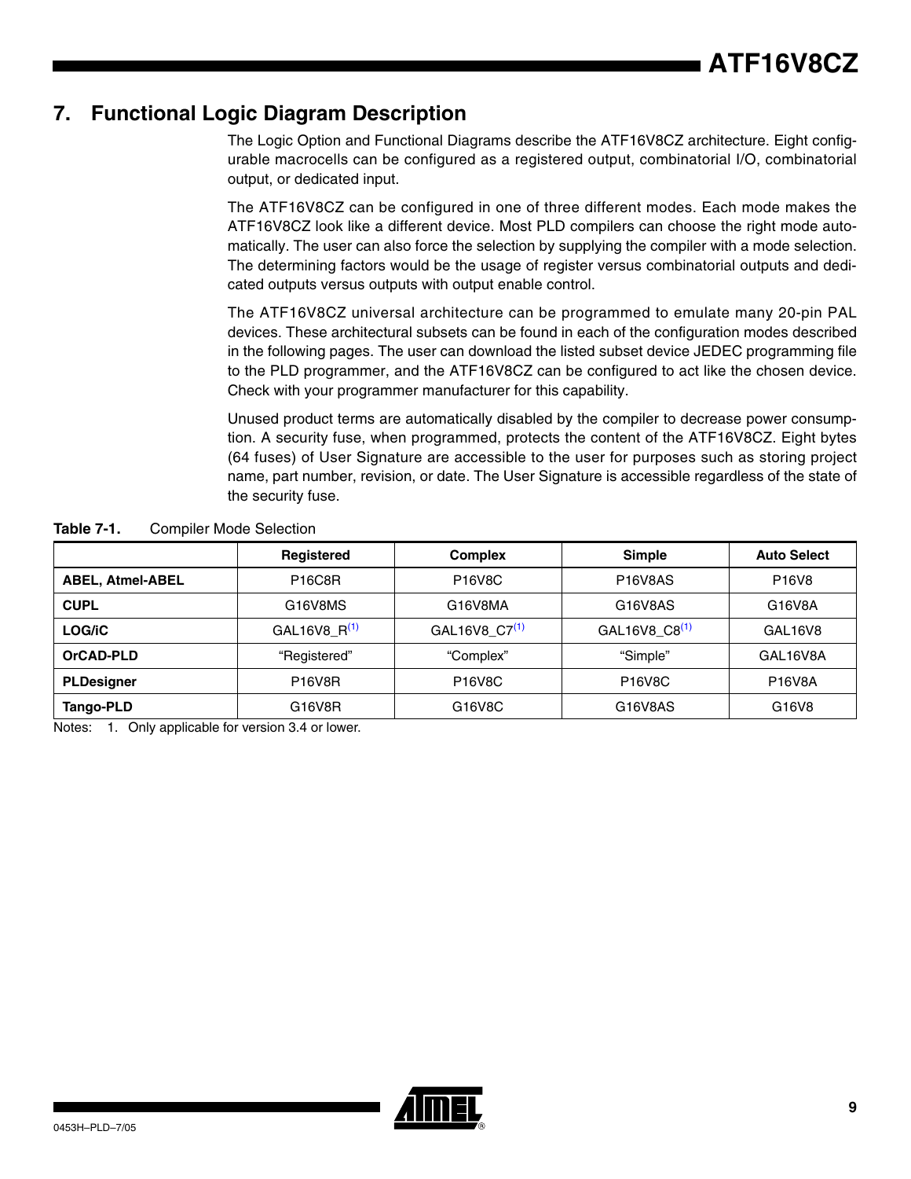## 7. Functional Logic Diagram Description

The Logic Option and Functional Diagrams describe the ATF16V8CZ architecture. Eight configurable macrocells can be configured as a registered output, combinatorial I/O, combinatorial output, or dedicated input.

The ATF16V8CZ can be configured in one of three different modes. Each mode makes the ATF16V8CZ look like a different device. Most PLD compilers can choose the right mode automatically. The user can also force the selection by supplying the compiler with a mode selection. The determining factors would be the usage of register versus combinatorial outputs and dedicated outputs versus outputs with output enable control.

The ATF16V8CZ universal architecture can be programmed to emulate many 20-pin PAL devices. These architectural subsets can be found in each of the configuration modes described in the following pages. The user can download the listed subset device JEDEC programming file to the PLD programmer, and the ATF16V8CZ can be configured to act like the chosen device. Check with your programmer manufacturer for this capability.

Unused product terms are automatically disabled by the compiler to decrease power consumption. A security fuse, when programmed, protects the content of the ATF16V8CZ. Eight bytes (64 fuses) of User Signature are accessible to the user for purposes such as storing project name, part number, revision, or date. The User Signature is accessible regardless of the state of the security fuse.

**Table 7-1.** Compiler Mode Selection

| | Registered | Complex | Simple | Auto Select |
|---|---|---|---|---|
| **ABEL, Atmel-ABEL** | P16C8R | P16V8C | P16V8AS | P16V8 |
| **CUPL** | G16V8MS | G16V8MA | G16V8AS | G16V8A |
| **LOG/iC** | GAL16V8_R[1] | GAL16V8_C7[1] | GAL16V8_C8[1] | GAL16V8 |
| **OrCAD-PLD** | “Registered” | “Complex” | “Simple” | GAL16V8A |
| **PLDesigner** | P16V8R | P16V8C | P16V8C | P16V8A |
| **Tango-PLD** | G16V8R | G16V8C | G16V8AS | G16V8 |

Notes: 1. Only applicable for version 3.4 or lower.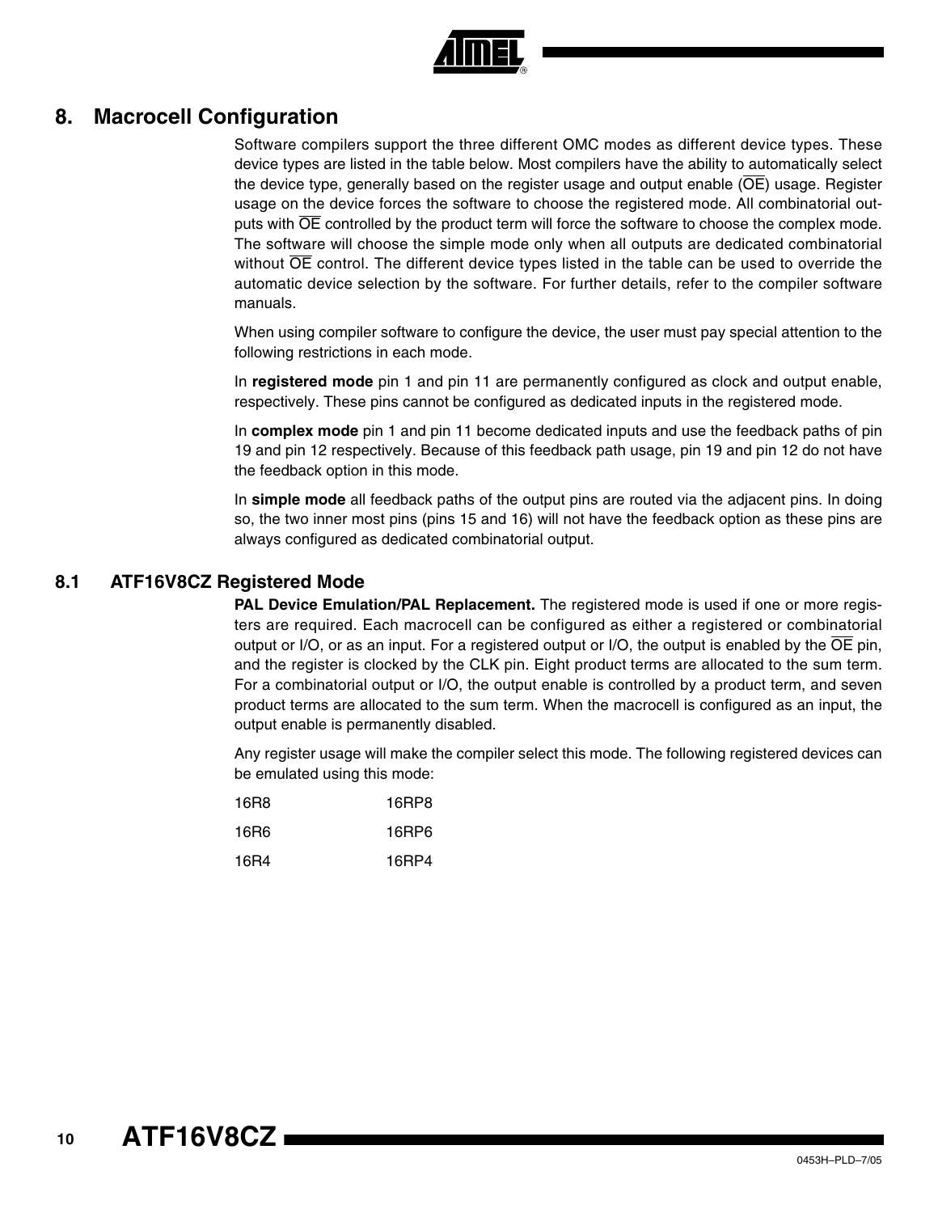## 8. Macrocell Configuration

Software compilers support the three different OMC modes as different device types. These device types are listed in the table below. Most compilers have the ability to automatically select the device type, generally based on the register usage and output enable ($\overline{OE}$) usage. Register usage on the device forces the software to choose the registered mode. All combinatorial outputs with $\overline{OE}$ controlled by the product term will force the software to choose the complex mode. The software will choose the simple mode only when all outputs are dedicated combinatorial without $\overline{OE}$ control. The different device types listed in the table can be used to override the automatic device selection by the software. For further details, refer to the compiler software manuals.

When using compiler software to configure the device, the user must pay special attention to the following restrictions in each mode.

In **registered mode** pin 1 and pin 11 are permanently configured as clock and output enable, respectively. These pins cannot be configured as dedicated inputs in the registered mode.

In **complex mode** pin 1 and pin 11 become dedicated inputs and use the feedback paths of pin 19 and pin 12 respectively. Because of this feedback path usage, pin 19 and pin 12 do not have the feedback option in this mode.

In **simple mode** all feedback paths of the output pins are routed via the adjacent pins. In doing so, the two inner most pins (pins 15 and 16) will not have the feedback option as these pins are always configured as dedicated combinatorial output.

### 8.1 ATF16V8CZ Registered Mode

**PAL Device Emulation/PAL Replacement.** The registered mode is used if one or more registers are required. Each macrocell can be configured as either a registered or combinatorial output or I/O, or as an input. For a registered output or I/O, the output is enabled by the $\overline{OE}$ pin, and the register is clocked by the CLK pin. Eight product terms are allocated to the sum term. For a combinatorial output or I/O, the output enable is controlled by a product term, and seven product terms are allocated to the sum term. When the macrocell is configured as an input, the output enable is permanently disabled.

Any register usage will make the compiler select this mode. The following registered devices can be emulated using this mode:

| | |
|---|---|
| 16R8 | 16RP8 |
| 16R6 | 16RP6 |
| 16R4 | 16RP4 |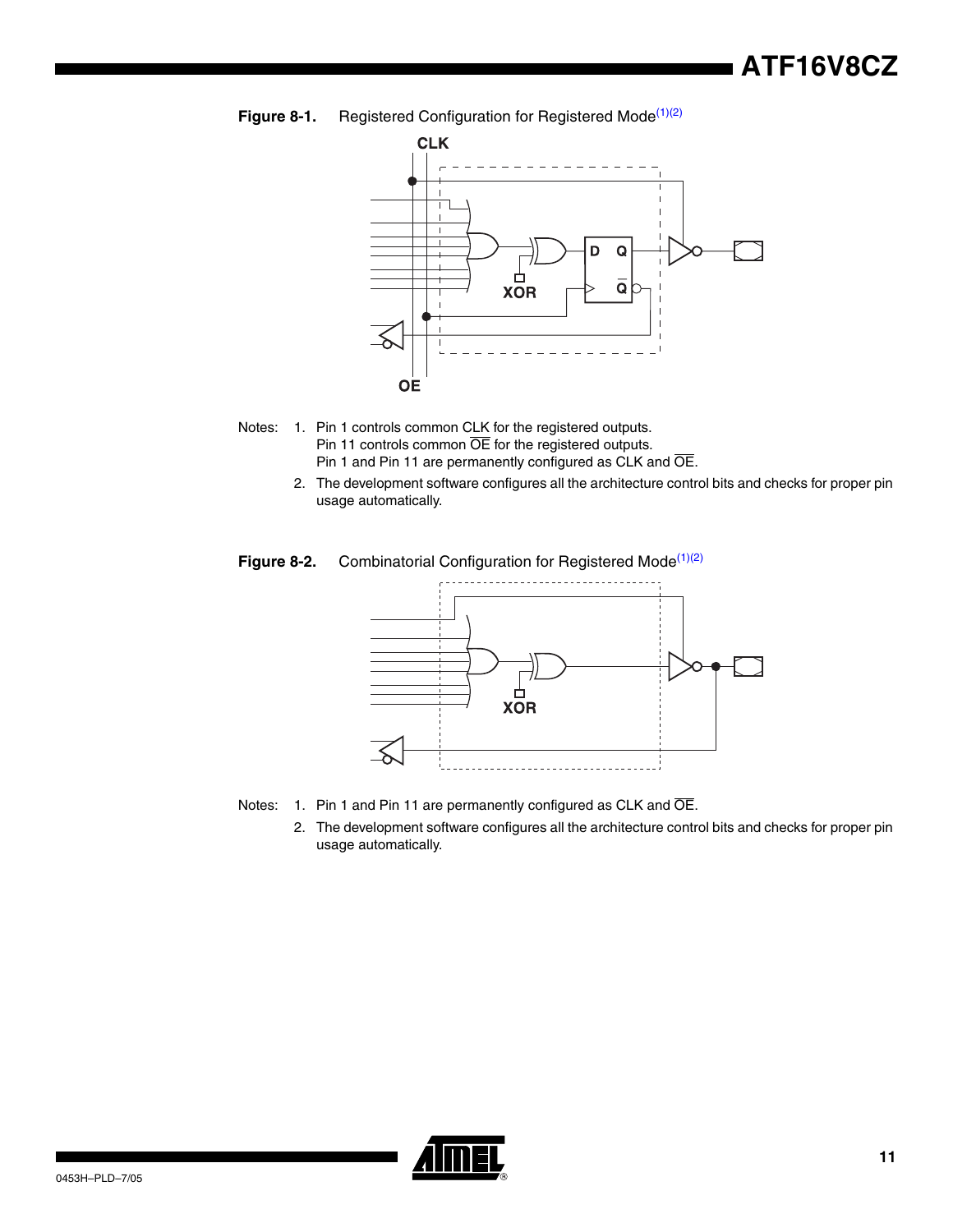**Figure 8-1.** Registered Configuration for Registered Mode[(1)(2)]

Notes: 1. Pin 1 controls common CLK for the registered outputs.
Pin 11 controls common $\overline{OE}$ for the registered outputs.
Pin 1 and Pin 11 are permanently configured as CLK and $\overline{OE}$.

2. The development software configures all the architecture control bits and checks for proper pin usage automatically.

**Figure 8-2.** Combinatorial Configuration for Registered Mode[(1)(2)]

Notes: 1. Pin 1 and Pin 11 are permanently configured as CLK and $\overline{OE}$.

2. The development software configures all the architecture control bits and checks for proper pin usage automatically.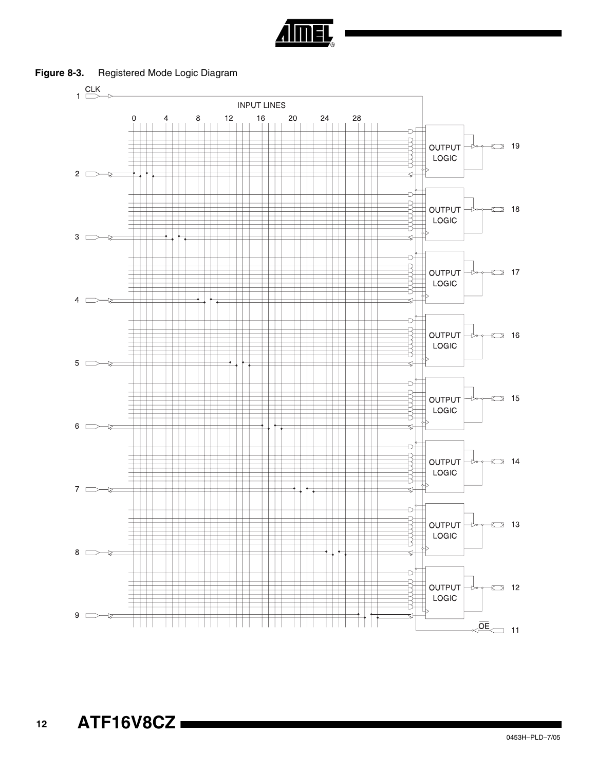**Figure 8-3.** Registered Mode Logic Diagram

1 CLK

INPUT LINES

0 4 8 12 16 20 24 28

OUTPUT LOGIC 19

2

OUTPUT LOGIC 18

3

OUTPUT LOGIC 17

4

OUTPUT LOGIC 16

5

OUTPUT LOGIC 15

6

OUTPUT LOGIC 14

7

OUTPUT LOGIC 13

8

OUTPUT LOGIC 12

9

$\overline{OE}$ 11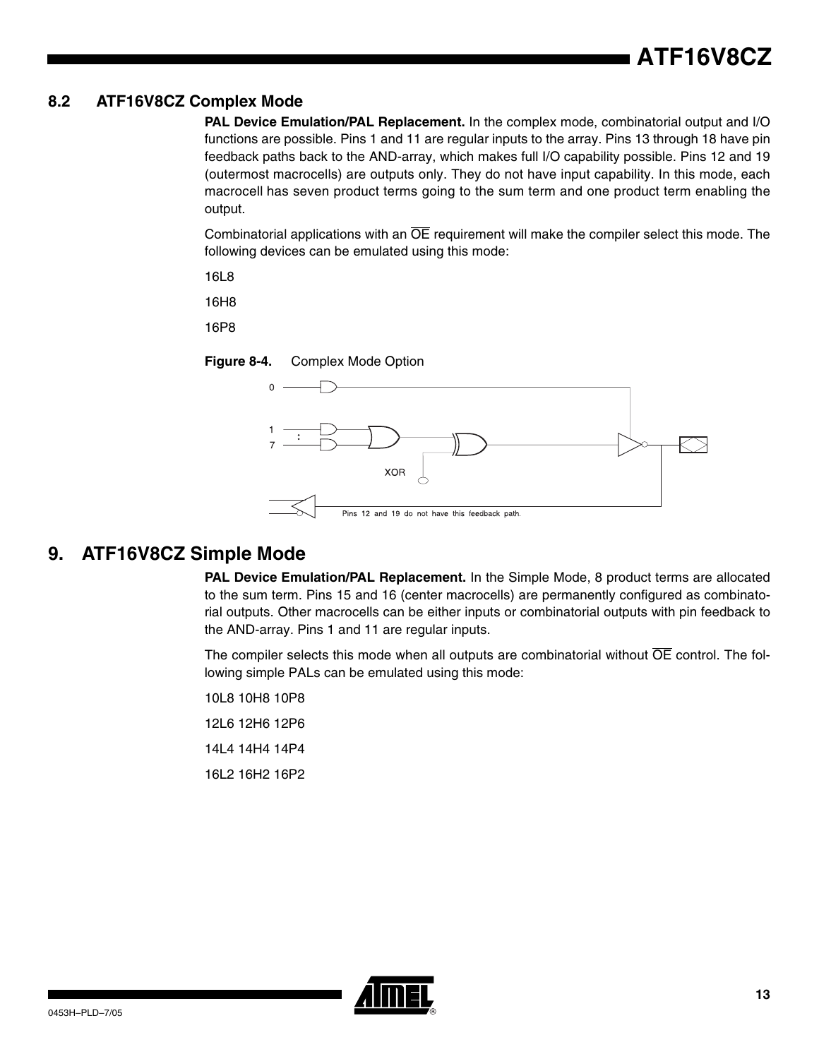## 8.2 ATF16V8CZ Complex Mode

**PAL Device Emulation/PAL Replacement.** In the complex mode, combinatorial output and I/O functions are possible. Pins 1 and 11 are regular inputs to the array. Pins 13 through 18 have pin feedback paths back to the AND-array, which makes full I/O capability possible. Pins 12 and 19 (outermost macrocells) are outputs only. They do not have input capability. In this mode, each macrocell has seven product terms going to the sum term and one product term enabling the output.

Combinatorial applications with an $\overline{OE}$ requirement will make the compiler select this mode. The following devices can be emulated using this mode:

16L8

16H8

16P8

**Figure 8-4.** Complex Mode Option

Pins 12 and 19 do not have this feedback path.

# 9. ATF16V8CZ Simple Mode

**PAL Device Emulation/PAL Replacement.** In the Simple Mode, 8 product terms are allocated to the sum term. Pins 15 and 16 (center macrocells) are permanently configured as combinatorial outputs. Other macrocells can be either inputs or combinatorial outputs with pin feedback to the AND-array. Pins 1 and 11 are regular inputs.

The compiler selects this mode when all outputs are combinatorial without $\overline{OE}$ control. The following simple PALs can be emulated using this mode:

10L8 10H8 10P8

12L6 12H6 12P6

14L4 14H4 14P4

16L2 16H2 16P2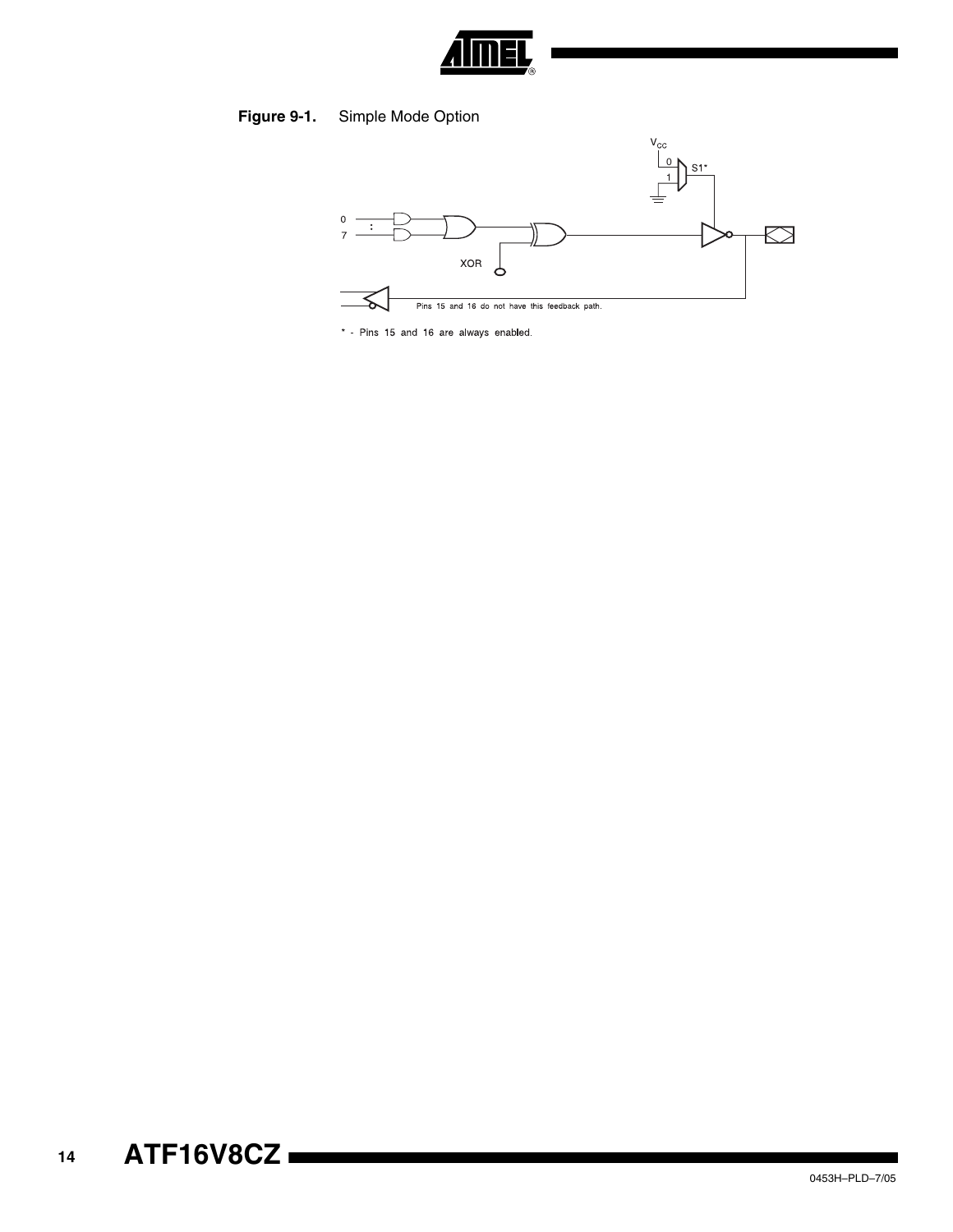**Figure 9-1.** Simple Mode Option

$V_{CC}$

0

1

S1*

0

:

7

XOR

Pins 15 and 16 do not have this feedback path.

* - Pins 15 and 16 are always enabled.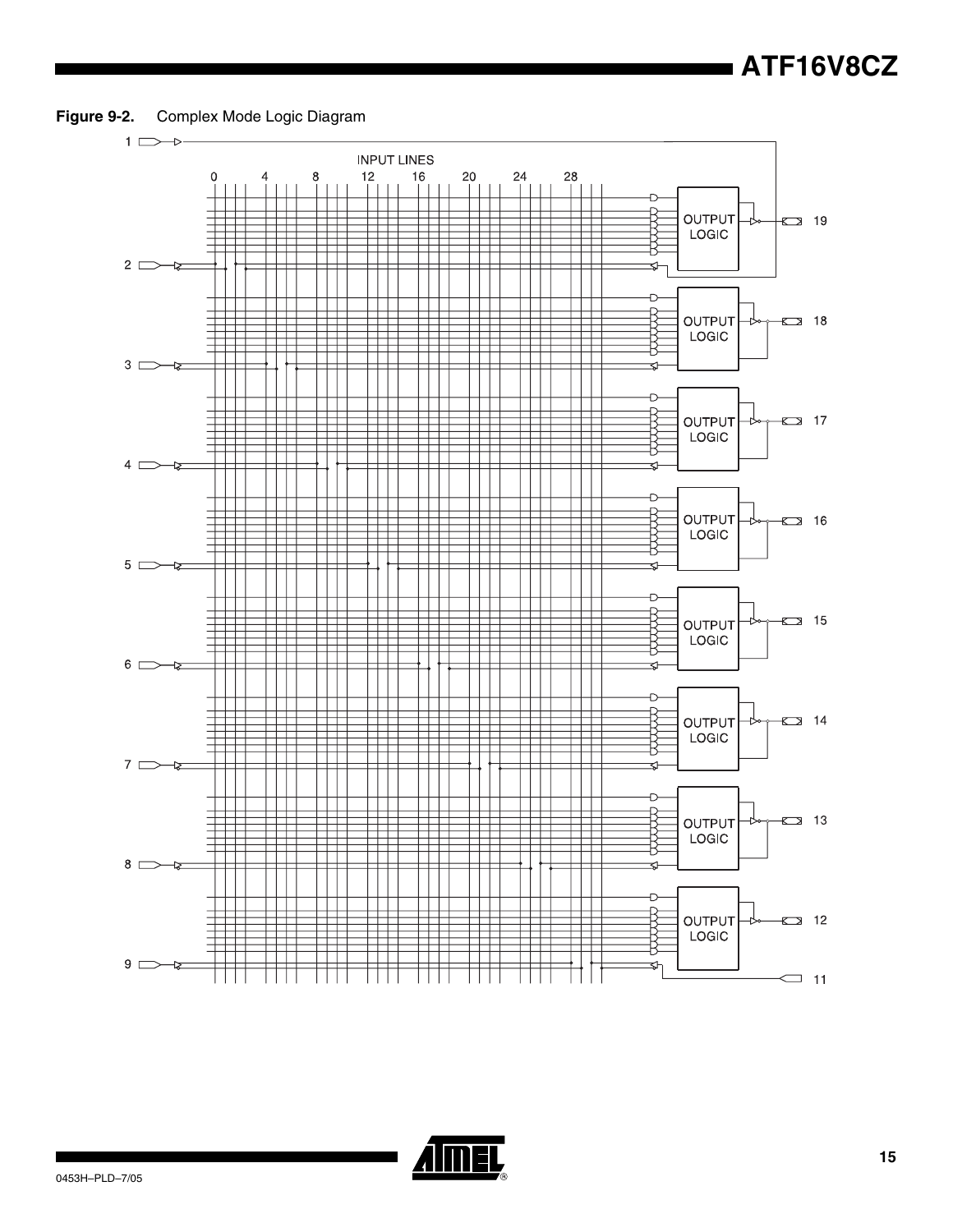**Figure 9-2.** Complex Mode Logic Diagram

INPUT LINES

0 4 8 12 16 20 24 28

OUTPUT LOGIC

1 2 3 4 5 6 7 8 9 11 12 13 14 15 16 17 18 19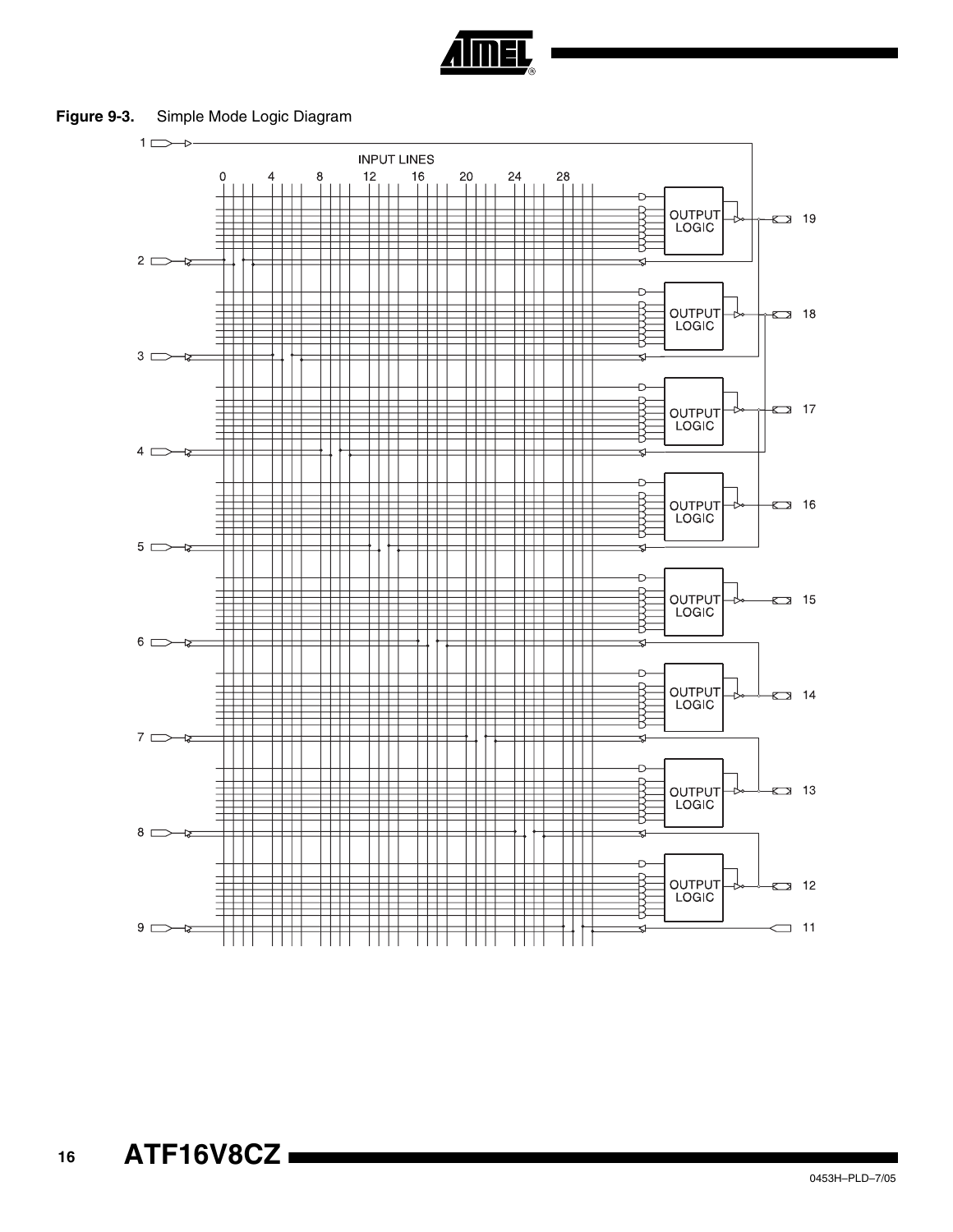**Figure 9-3.** Simple Mode Logic Diagram

INPUT LINES

0 4 8 12 16 20 24 28

1, 2, 3, 4, 5, 6, 7, 8, 9

OUTPUT LOGIC — 19, 18, 17, 16, 15, 14, 13, 12

11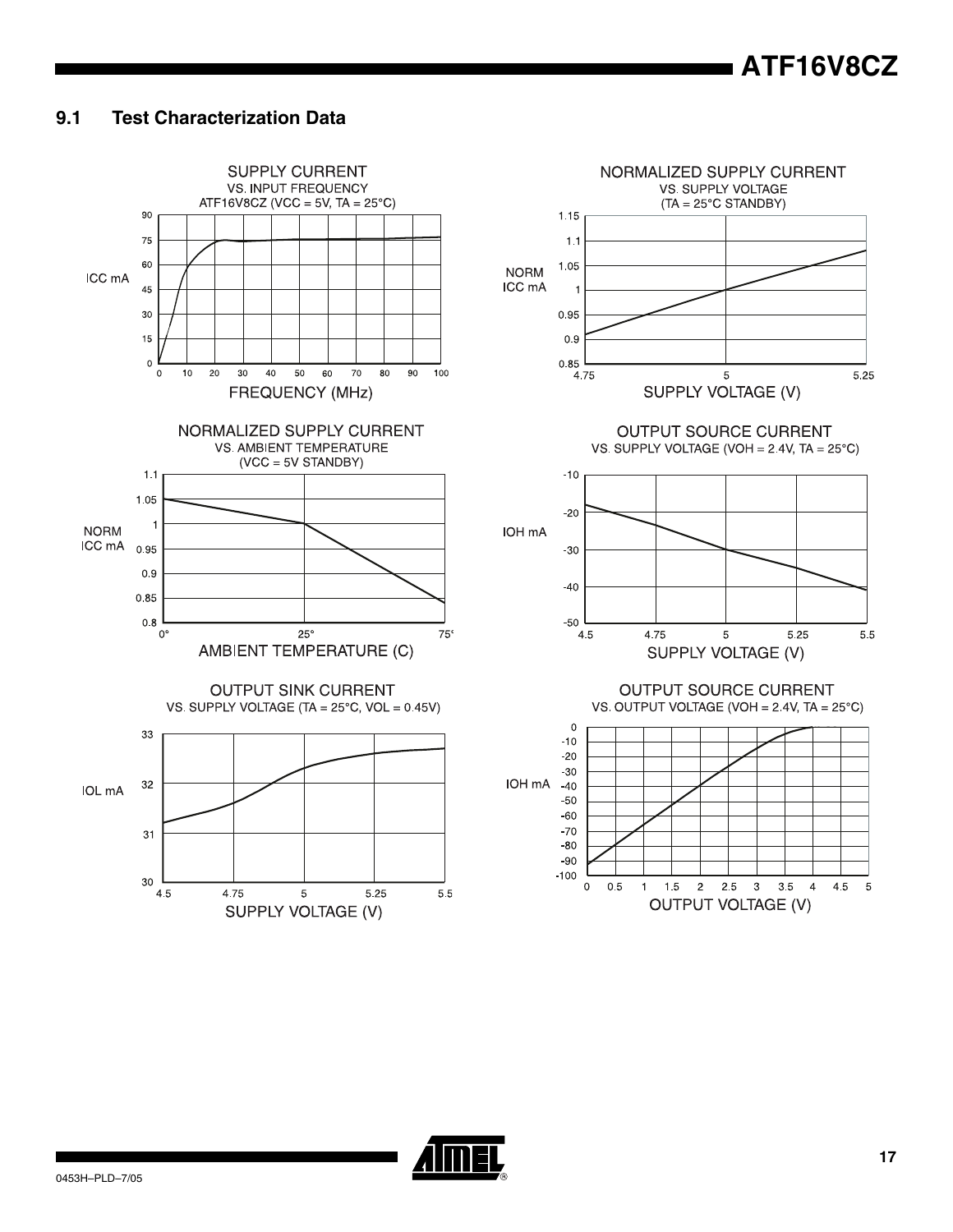## 9.1 Test Characterization Data

SUPPLY CURRENT
VS. INPUT FREQUENCY
ATF16V8CZ (VCC = 5V, TA = 25°C)

NORMALIZED SUPPLY CURRENT
VS. SUPPLY VOLTAGE
(TA = 25°C STANDBY)

NORMALIZED SUPPLY CURRENT
VS. AMBIENT TEMPERATURE
(VCC = 5V STANDBY)

OUTPUT SOURCE CURRENT
VS. SUPPLY VOLTAGE (VOH = 2.4V, TA = 25°C)

OUTPUT SINK CURRENT
VS. SUPPLY VOLTAGE (TA = 25°C, VOL = 0.45V)

OUTPUT SOURCE CURRENT
VS. OUTPUT VOLTAGE (VOH = 2.4V, TA = 25°C)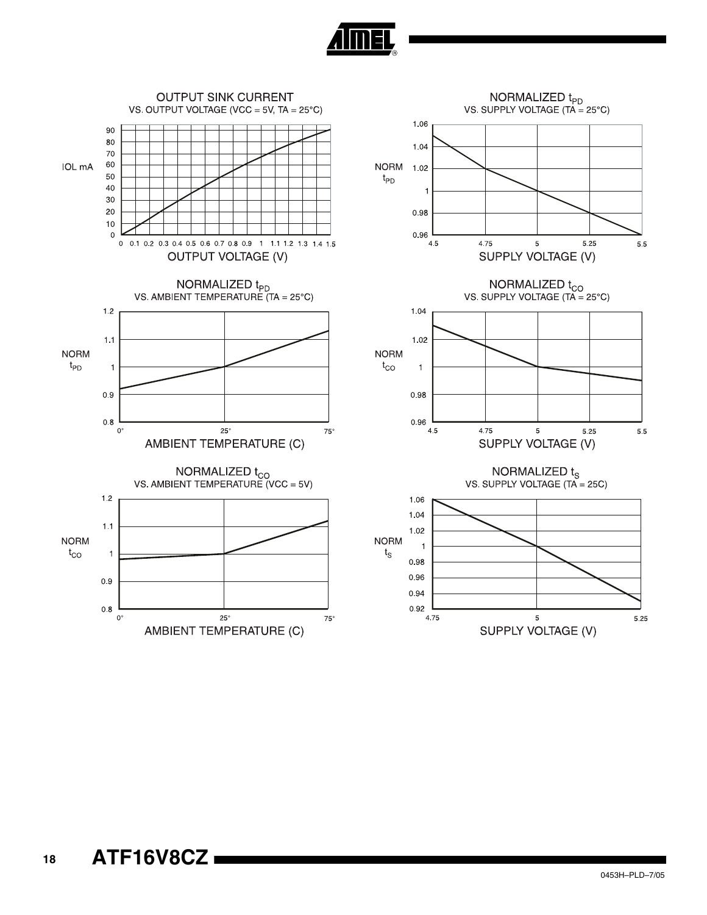OUTPUT SINK CURRENT
VS. OUTPUT VOLTAGE (VCC = 5V, TA = 25°C)

IOL mA: 0, 10, 20, 30, 40, 50, 60, 70, 80, 90

0 0.1 0.2 0.3 0.4 0.5 0.6 0.7 0.8 0.9 1 1.1 1.2 1.3 1.4 1.5

OUTPUT VOLTAGE (V)

NORMALIZED $t_{PD}$
VS. SUPPLY VOLTAGE (TA = 25°C)

NORM $t_{PD}$: 0.96, 0.98, 1, 1.02, 1.04, 1.06

4.5 4.75 5 5.25 5.5

SUPPLY VOLTAGE (V)

NORMALIZED $t_{PD}$
VS. AMBIENT TEMPERATURE (TA = 25°C)

NORM $t_{PD}$: 0.8, 0.9, 1, 1.1, 1.2

0° 25° 75°

AMBIENT TEMPERATURE (C)

NORMALIZED $t_{CO}$
VS. SUPPLY VOLTAGE (TA = 25°C)

NORM $t_{CO}$: 0.96, 0.98, 1, 1.02, 1.04

4.5 4.75 5 5.25 5.5

SUPPLY VOLTAGE (V)

NORMALIZED $t_{CO}$
VS. AMBIENT TEMPERATURE (VCC = 5V)

NORM $t_{CO}$: 0.8, 0.9, 1, 1.1, 1.2

0° 25° 75°

AMBIENT TEMPERATURE (C)

NORMALIZED $t_S$
VS. SUPPLY VOLTAGE (TA = 25C)

NORM $t_S$: 0.92, 0.94, 0.96, 0.98, 1, 1.02, 1.04, 1.06

4.75 5 5.25

SUPPLY VOLTAGE (V)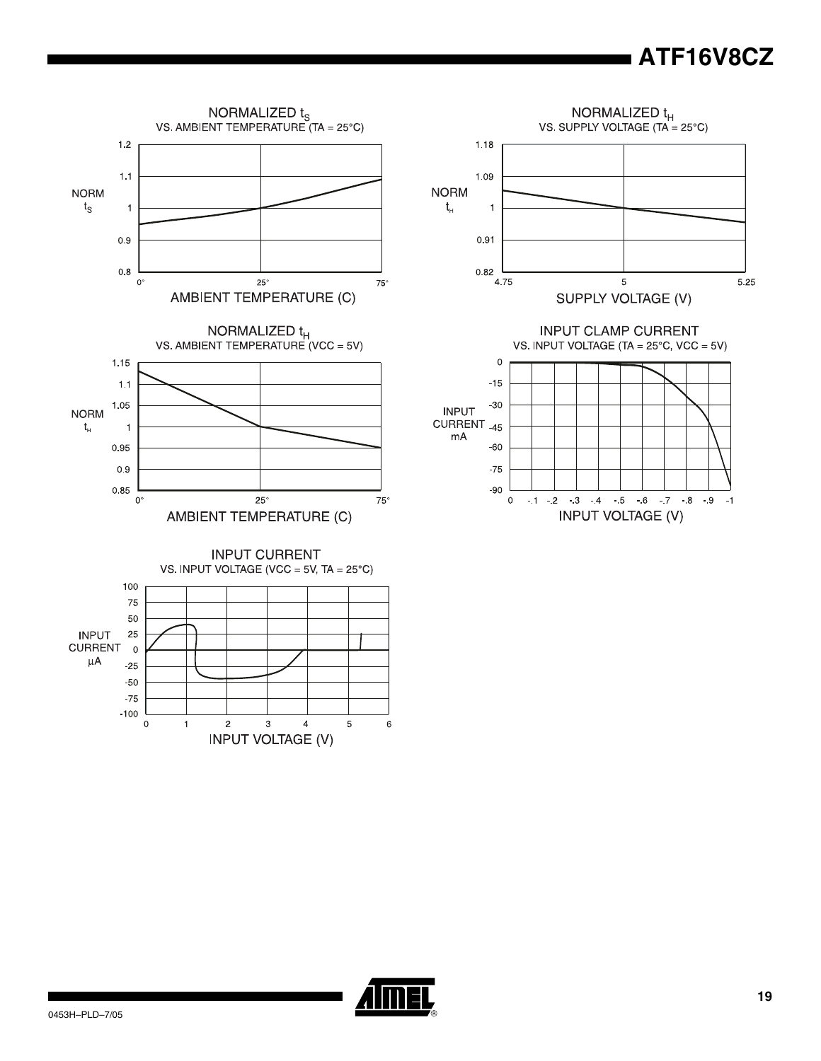NORMALIZED $t_S$
VS. AMBIENT TEMPERATURE (TA = 25°C)

NORM $t_S$

AMBIENT TEMPERATURE (C)

NORMALIZED $t_H$
VS. SUPPLY VOLTAGE (TA = 25°C)

NORM $t_H$

SUPPLY VOLTAGE (V)

NORMALIZED $t_H$
VS. AMBIENT TEMPERATURE (VCC = 5V)

NORM $t_H$

AMBIENT TEMPERATURE (C)

INPUT CLAMP CURRENT
VS. INPUT VOLTAGE (TA = 25°C, VCC = 5V)

INPUT CURRENT mA

INPUT VOLTAGE (V)

INPUT CURRENT
VS. INPUT VOLTAGE (VCC = 5V, TA = 25°C)

INPUT CURRENT µA

INPUT VOLTAGE (V)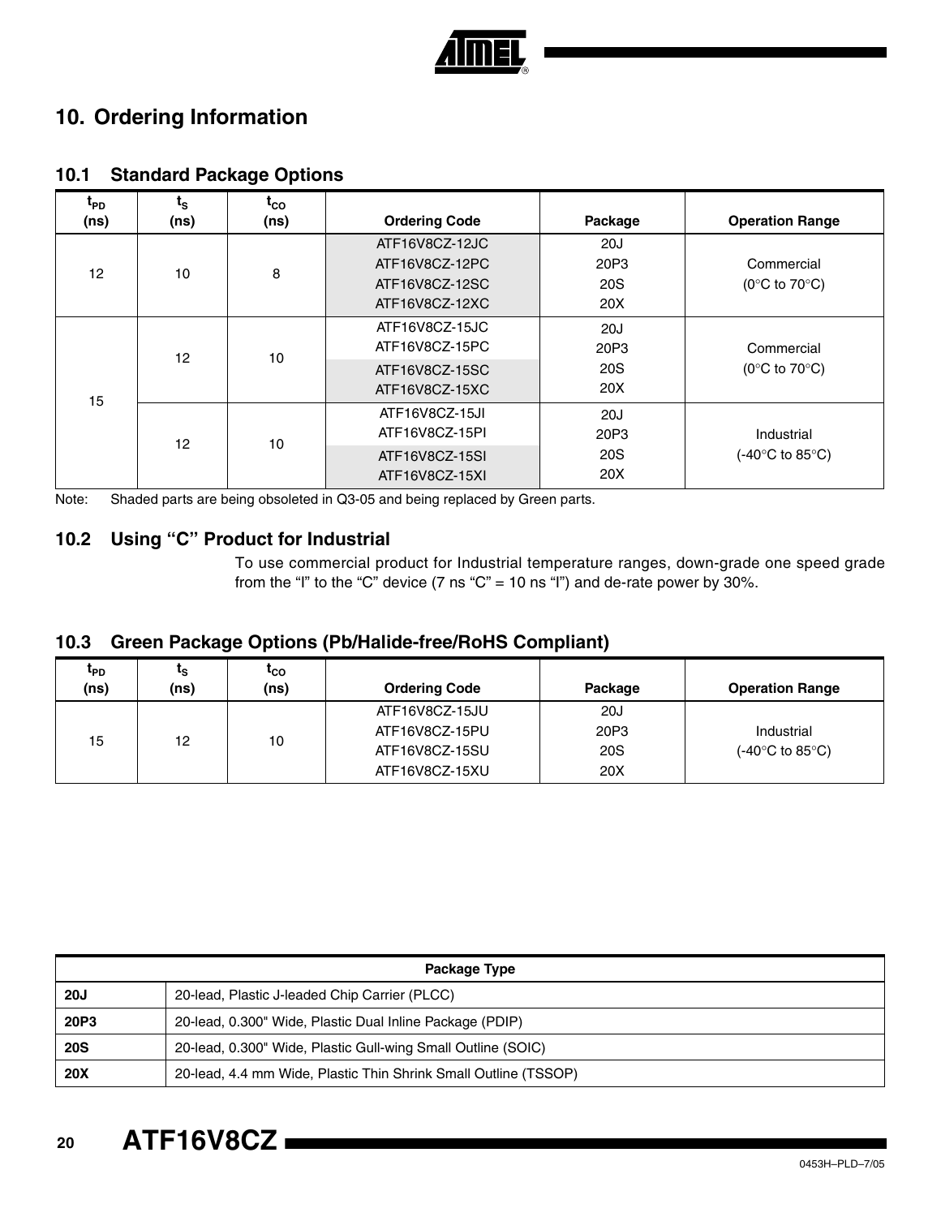## 10. Ordering Information

### 10.1 Standard Package Options

| $t_{PD}$ (ns) | $t_S$ (ns) | $t_{CO}$ (ns) | Ordering Code | Package | Operation Range |
|---|---|---|---|---|---|
| 12 | 10 | 8 | ATF16V8CZ-12JC<br>ATF16V8CZ-12PC<br>ATF16V8CZ-12SC<br>ATF16V8CZ-12XC | 20J<br>20P3<br>20S<br>20X | Commercial<br>(0°C to 70°C) |
| 15 | 12 | 10 | ATF16V8CZ-15JC<br>ATF16V8CZ-15PC<br>ATF16V8CZ-15SC<br>ATF16V8CZ-15XC | 20J<br>20P3<br>20S<br>20X | Commercial<br>(0°C to 70°C) |
| | 12 | 10 | ATF16V8CZ-15JI<br>ATF16V8CZ-15PI<br>ATF16V8CZ-15SI<br>ATF16V8CZ-15XI | 20J<br>20P3<br>20S<br>20X | Industrial<br>(-40°C to 85°C) |

Note: Shaded parts are being obsoleted in Q3-05 and being replaced by Green parts.

### 10.2 Using "C" Product for Industrial

To use commercial product for Industrial temperature ranges, down-grade one speed grade from the "I" to the "C" device (7 ns "C" = 10 ns "I") and de-rate power by 30%.

### 10.3 Green Package Options (Pb/Halide-free/RoHS Compliant)

| $t_{PD}$ (ns) | $t_S$ (ns) | $t_{CO}$ (ns) | Ordering Code | Package | Operation Range |
|---|---|---|---|---|---|
| 15 | 12 | 10 | ATF16V8CZ-15JU<br>ATF16V8CZ-15PU<br>ATF16V8CZ-15SU<br>ATF16V8CZ-15XU | 20J<br>20P3<br>20S<br>20X | Industrial<br>(-40°C to 85°C) |

| Package Type | |
|---|---|
| **20J** | 20-lead, Plastic J-leaded Chip Carrier (PLCC) |
| **20P3** | 20-lead, 0.300" Wide, Plastic Dual Inline Package (PDIP) |
| **20S** | 20-lead, 0.300" Wide, Plastic Gull-wing Small Outline (SOIC) |
| **20X** | 20-lead, 4.4 mm Wide, Plastic Thin Shrink Small Outline (TSSOP) |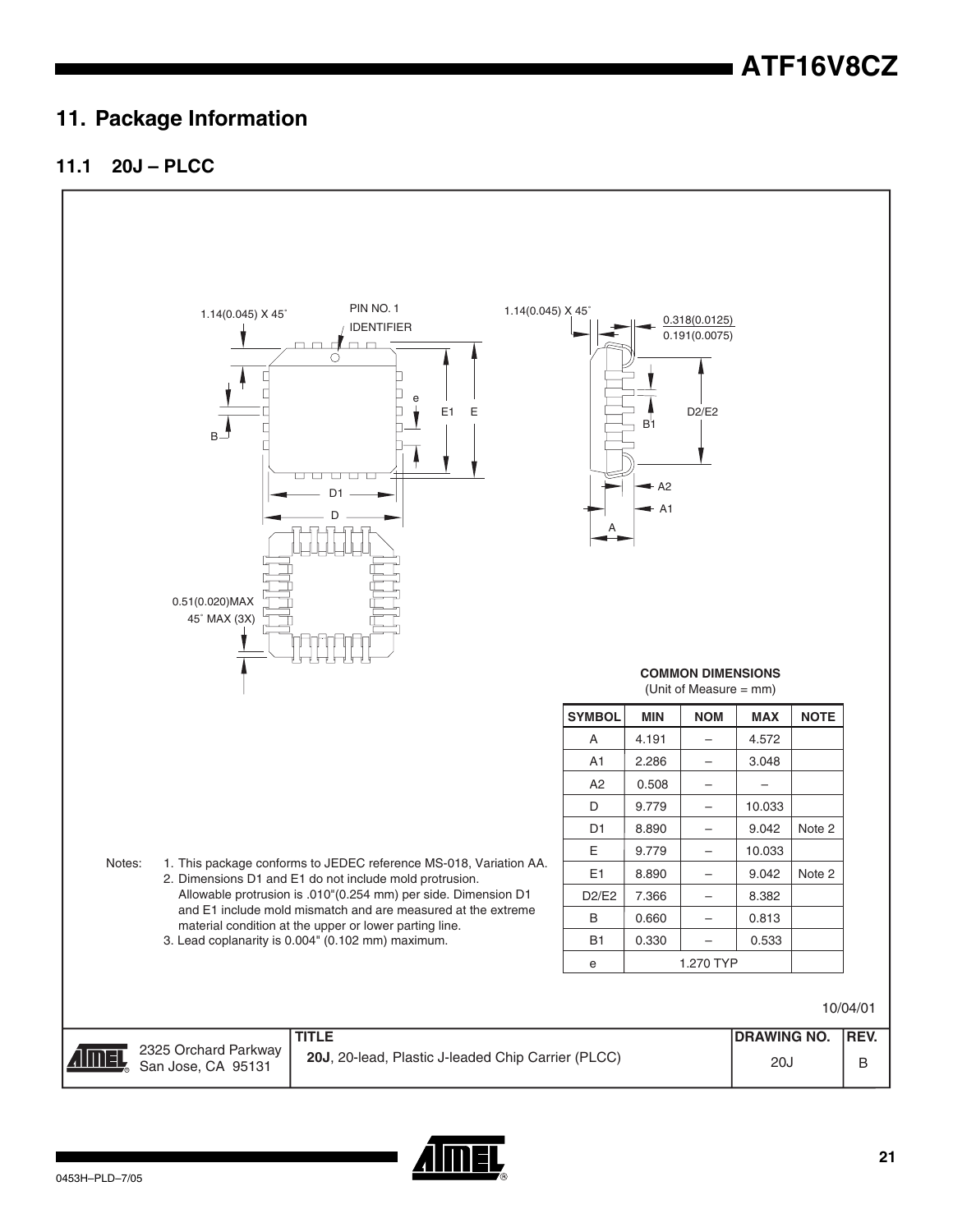## 11. Package Information

### 11.1 20J – PLCC

1.14(0.045) X 45˚

PIN NO. 1 IDENTIFIER

1.14(0.045) X 45˚

0.318(0.0125)
0.191(0.0075)

0.51(0.020)MAX
45˚ MAX (3X)

**COMMON DIMENSIONS**
(Unit of Measure = mm)

| SYMBOL | MIN | NOM | MAX | NOTE |
|---|---|---|---|---|
| A | 4.191 | – | 4.572 | |
| A1 | 2.286 | – | 3.048 | |
| A2 | 0.508 | – | – | |
| D | 9.779 | – | 10.033 | |
| D1 | 8.890 | – | 9.042 | Note 2 |
| E | 9.779 | – | 10.033 | |
| E1 | 8.890 | – | 9.042 | Note 2 |
| D2/E2 | 7.366 | – | 8.382 | |
| B | 0.660 | – | 0.813 | |
| B1 | 0.330 | – | 0.533 | |
| e | | 1.270 TYP | | |

Notes:
1. This package conforms to JEDEC reference MS-018, Variation AA.
2. Dimensions D1 and E1 do not include mold protrusion. Allowable protrusion is .010"(0.254 mm) per side. Dimension D1 and E1 include mold mismatch and are measured at the extreme material condition at the upper or lower parting line.
3. Lead coplanarity is 0.004" (0.102 mm) maximum.

10/04/01

| 2325 Orchard Parkway San Jose, CA 95131 | TITLE **20J**, 20-lead, Plastic J-leaded Chip Carrier (PLCC) | DRAWING NO. 20J | REV. B |
|---|---|---|---|

0453H–PLD–7/05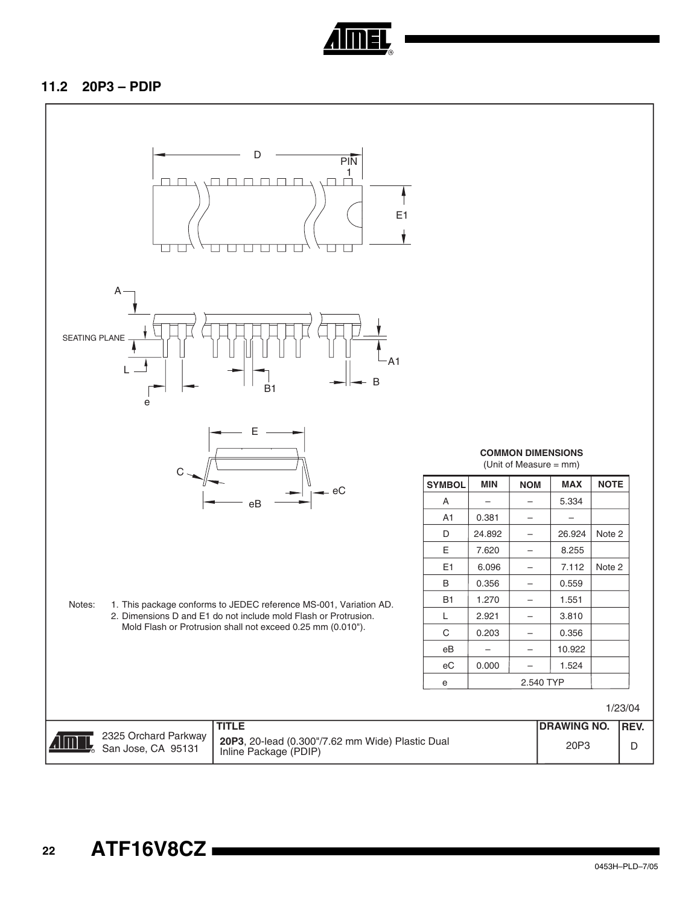## 11.2 20P3 – PDIP

PIN 1

SEATING PLANE

**COMMON DIMENSIONS**
(Unit of Measure = mm)

| SYMBOL | MIN | NOM | MAX | NOTE |
|---|---|---|---|---|
| A | – | – | 5.334 | |
| A1 | 0.381 | – | – | |
| D | 24.892 | – | 26.924 | Note 2 |
| E | 7.620 | – | 8.255 | |
| E1 | 6.096 | – | 7.112 | Note 2 |
| B | 0.356 | – | 0.559 | |
| B1 | 1.270 | – | 1.551 | |
| L | 2.921 | – | 3.810 | |
| C | 0.203 | – | 0.356 | |
| eB | – | – | 10.922 | |
| eC | 0.000 | – | 1.524 | |
| e | 2.540 TYP | | | |

Notes: 1. This package conforms to JEDEC reference MS-001, Variation AD.
2. Dimensions D and E1 do not include mold Flash or Protrusion. Mold Flash or Protrusion shall not exceed 0.25 mm (0.010").

1/23/04

| | TITLE | DRAWING NO. | REV. |
|---|---|---|---|
| 2325 Orchard Parkway San Jose, CA 95131 | **20P3**, 20-lead (0.300"/7.62 mm Wide) Plastic Dual Inline Package (PDIP) | 20P3 | D |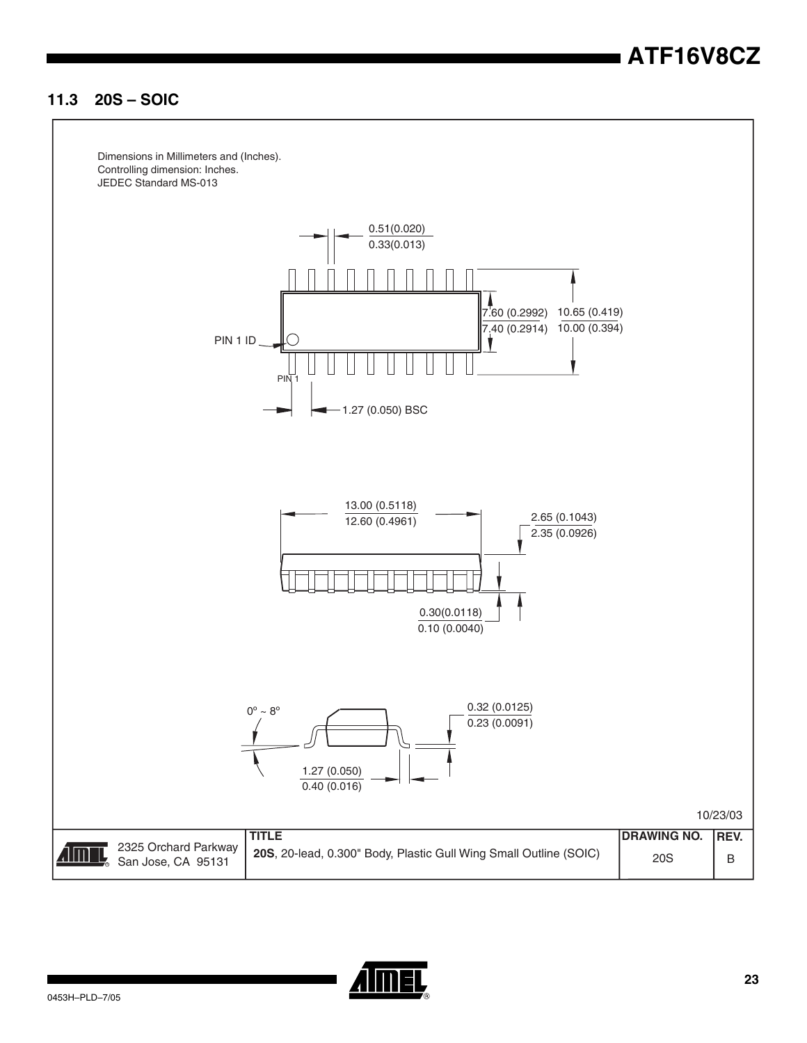## 11.3 20S – SOIC

Dimensions in Millimeters and (Inches).
Controlling dimension: Inches.
JEDEC Standard MS-013

0.51(0.020)
0.33(0.013)

7.60 (0.2992)
7.40 (0.2914)

10.65 (0.419)
10.00 (0.394)

PIN 1 ID

PIN 1

1.27 (0.050) BSC

13.00 (0.5118)
12.60 (0.4961)

2.65 (0.1043)
2.35 (0.0926)

0.30(0.0118)
0.10 (0.0040)

0º ~ 8º

0.32 (0.0125)
0.23 (0.0091)

1.27 (0.050)
0.40 (0.016)

10/23/03

| | TITLE | DRAWING NO. | REV. |
|---|---|---|---|
| 2325 Orchard Parkway San Jose, CA 95131 | **20S**, 20-lead, 0.300" Body, Plastic Gull Wing Small Outline (SOIC) | 20S | B |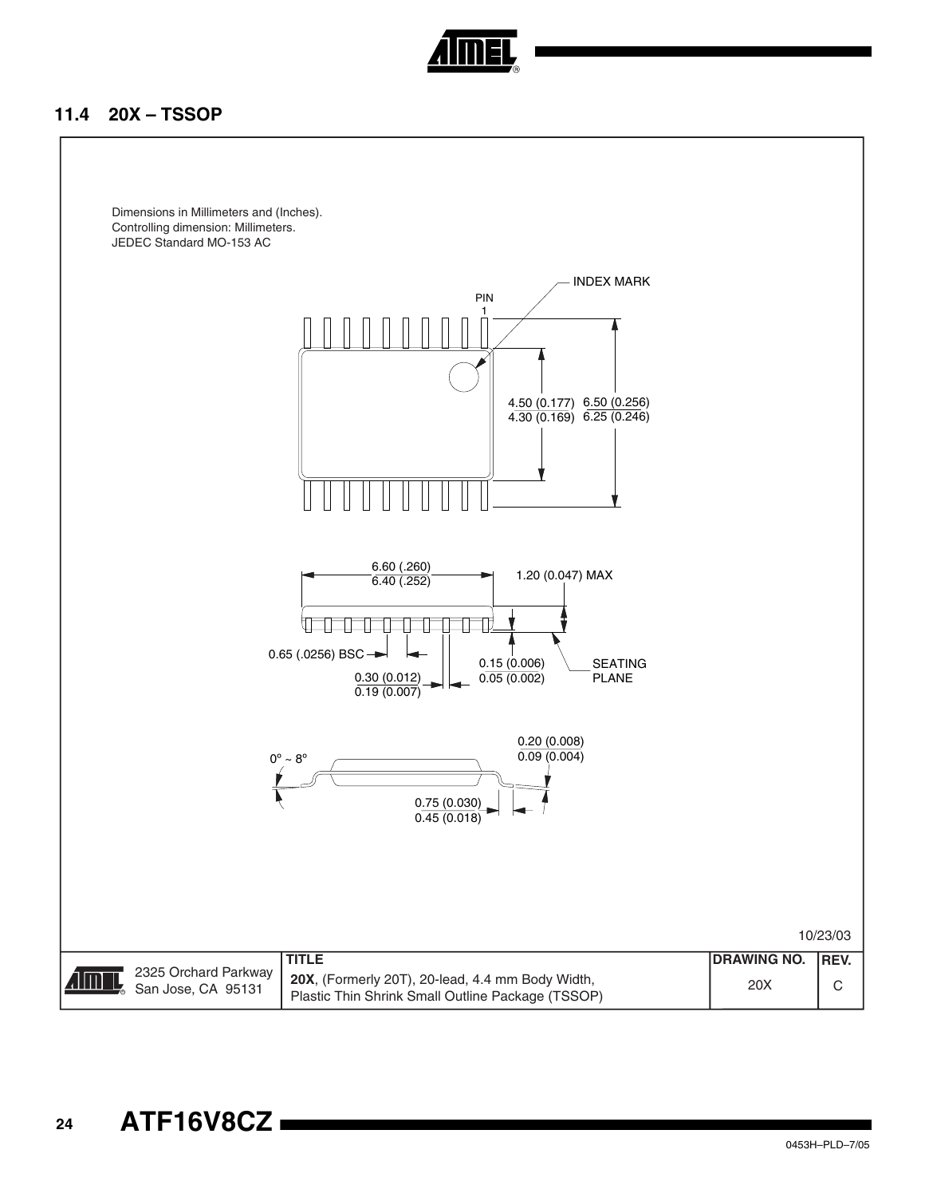## 11.4 20X – TSSOP

Dimensions in Millimeters and (Inches).
Controlling dimension: Millimeters.
JEDEC Standard MO-153 AC

INDEX MARK

PIN 1

4.50 (0.177)
4.30 (0.169)

6.50 (0.256)
6.25 (0.246)

6.60 (.260)
6.40 (.252)

1.20 (0.047) MAX

0.65 (.0256) BSC

0.30 (0.012)
0.19 (0.007)

0.15 (0.006)
0.05 (0.002)

SEATING PLANE

0º ~ 8º

0.20 (0.008)
0.09 (0.004)

0.75 (0.030)
0.45 (0.018)

10/23/03

| 2325 Orchard Parkway San Jose, CA 95131 | TITLE **20X**, (Formerly 20T), 20-lead, 4.4 mm Body Width, Plastic Thin Shrink Small Outline Package (TSSOP) | DRAWING NO. 20X | REV. C |
|---|---|---|---|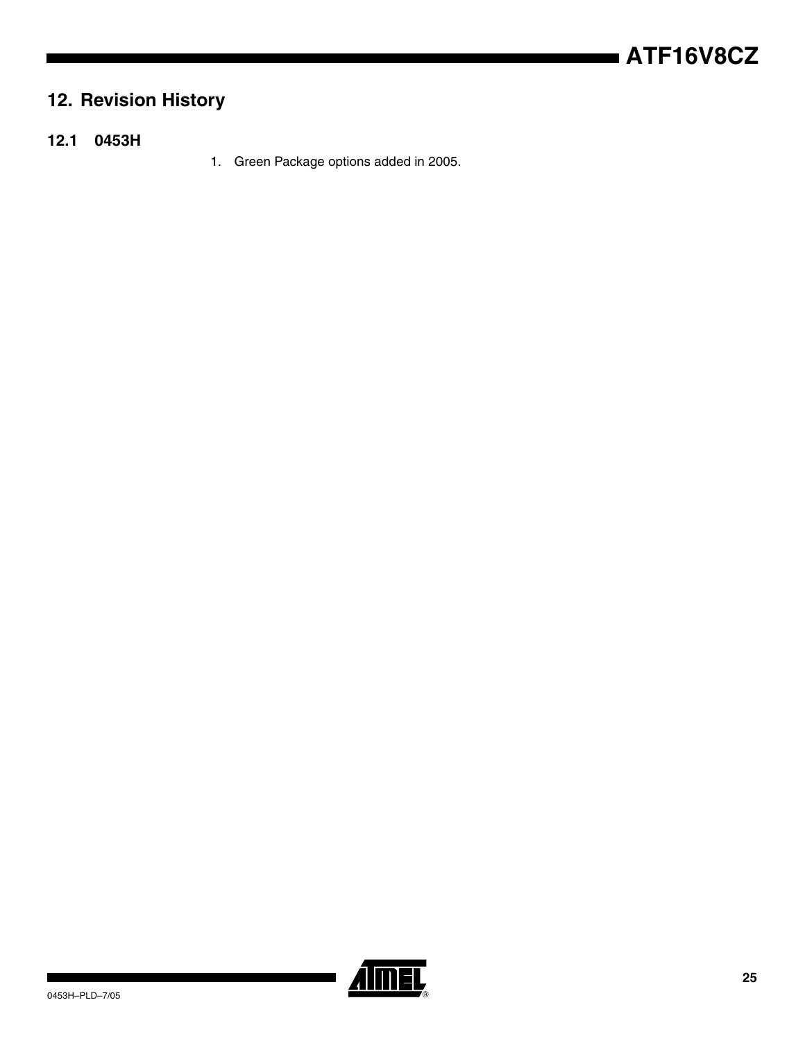## 12. Revision History

### 12.1 0453H

1. Green Package options added in 2005.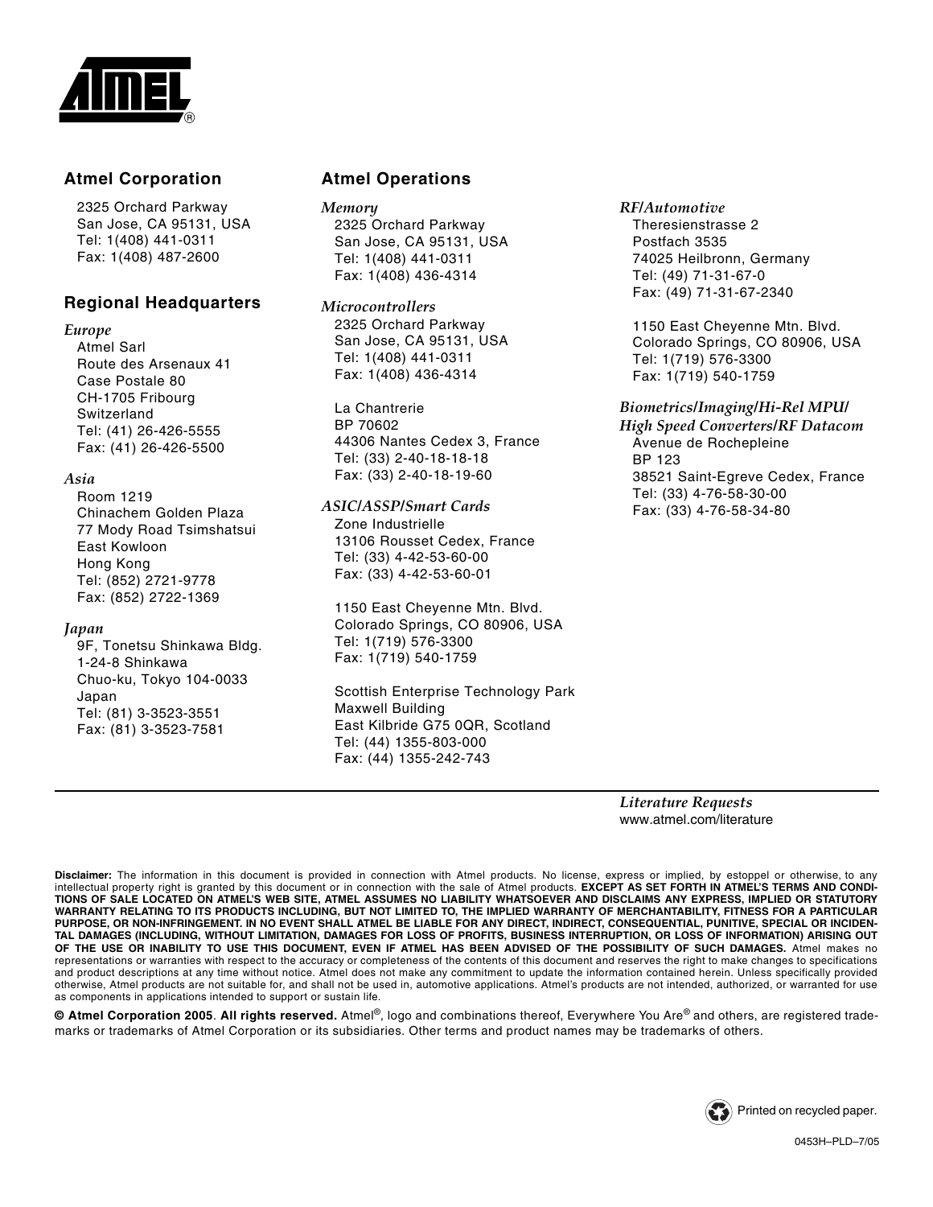## Atmel Corporation

2325 Orchard Parkway
San Jose, CA 95131, USA
Tel: 1(408) 441-0311
Fax: 1(408) 487-2600

## Regional Headquarters

*Europe*
Atmel Sarl
Route des Arsenaux 41
Case Postale 80
CH-1705 Fribourg
Switzerland
Tel: (41) 26-426-5555
Fax: (41) 26-426-5500

*Asia*
Room 1219
Chinachem Golden Plaza
77 Mody Road Tsimshatsui
East Kowloon
Hong Kong
Tel: (852) 2721-9778
Fax: (852) 2722-1369

*Japan*
9F, Tonetsu Shinkawa Bldg.
1-24-8 Shinkawa
Chuo-ku, Tokyo 104-0033
Japan
Tel: (81) 3-3523-3551
Fax: (81) 3-3523-7581

## Atmel Operations

*Memory*
2325 Orchard Parkway
San Jose, CA 95131, USA
Tel: 1(408) 441-0311
Fax: 1(408) 436-4314

*Microcontrollers*
2325 Orchard Parkway
San Jose, CA 95131, USA
Tel: 1(408) 441-0311
Fax: 1(408) 436-4314

La Chantrerie
BP 70602
44306 Nantes Cedex 3, France
Tel: (33) 2-40-18-18-18
Fax: (33) 2-40-18-19-60

*ASIC/ASSP/Smart Cards*
Zone Industrielle
13106 Rousset Cedex, France
Tel: (33) 4-42-53-60-00
Fax: (33) 4-42-53-60-01

1150 East Cheyenne Mtn. Blvd.
Colorado Springs, CO 80906, USA
Tel: 1(719) 576-3300
Fax: 1(719) 540-1759

Scottish Enterprise Technology Park
Maxwell Building
East Kilbride G75 0QR, Scotland
Tel: (44) 1355-803-000
Fax: (44) 1355-242-743

*RF/Automotive*
Theresienstrasse 2
Postfach 3535
74025 Heilbronn, Germany
Tel: (49) 71-31-67-0
Fax: (49) 71-31-67-2340

1150 East Cheyenne Mtn. Blvd.
Colorado Springs, CO 80906, USA
Tel: 1(719) 576-3300
Fax: 1(719) 540-1759

*Biometrics/Imaging/Hi-Rel MPU/ High Speed Converters/RF Datacom*
Avenue de Rochepleine
BP 123
38521 Saint-Egreve Cedex, France
Tel: (33) 4-76-58-30-00
Fax: (33) 4-76-58-34-80

*Literature Requests*
www.atmel.com/literature

**Disclaimer:** The information in this document is provided in connection with Atmel products. No license, express or implied, by estoppel or otherwise, to any intellectual property right is granted by this document or in connection with the sale of Atmel products. **EXCEPT AS SET FORTH IN ATMEL'S TERMS AND CONDITIONS OF SALE LOCATED ON ATMEL'S WEB SITE, ATMEL ASSUMES NO LIABILITY WHATSOEVER AND DISCLAIMS ANY EXPRESS, IMPLIED OR STATUTORY WARRANTY RELATING TO ITS PRODUCTS INCLUDING, BUT NOT LIMITED TO, THE IMPLIED WARRANTY OF MERCHANTABILITY, FITNESS FOR A PARTICULAR PURPOSE, OR NON-INFRINGEMENT. IN NO EVENT SHALL ATMEL BE LIABLE FOR ANY DIRECT, INDIRECT, CONSEQUENTIAL, PUNITIVE, SPECIAL OR INCIDENTAL DAMAGES (INCLUDING, WITHOUT LIMITATION, DAMAGES FOR LOSS OF PROFITS, BUSINESS INTERRUPTION, OR LOSS OF INFORMATION) ARISING OUT OF THE USE OR INABILITY TO USE THIS DOCUMENT, EVEN IF ATMEL HAS BEEN ADVISED OF THE POSSIBILITY OF SUCH DAMAGES.** Atmel makes no representations or warranties with respect to the accuracy or completeness of the contents of this document and reserves the right to make changes to specifications and product descriptions at any time without notice. Atmel does not make any commitment to update the information contained herein. Unless specifically provided otherwise, Atmel products are not suitable for, and shall not be used in, automotive applications. Atmel's products are not intended, authorized, or warranted for use as components in applications intended to support or sustain life.

**© Atmel Corporation 2005**. **All rights reserved.** Atmel®, logo and combinations thereof, Everywhere You Are® and others, are registered trademarks or trademarks of Atmel Corporation or its subsidiaries. Other terms and product names may be trademarks of others.

Printed on recycled paper.

0453H–PLD–7/05